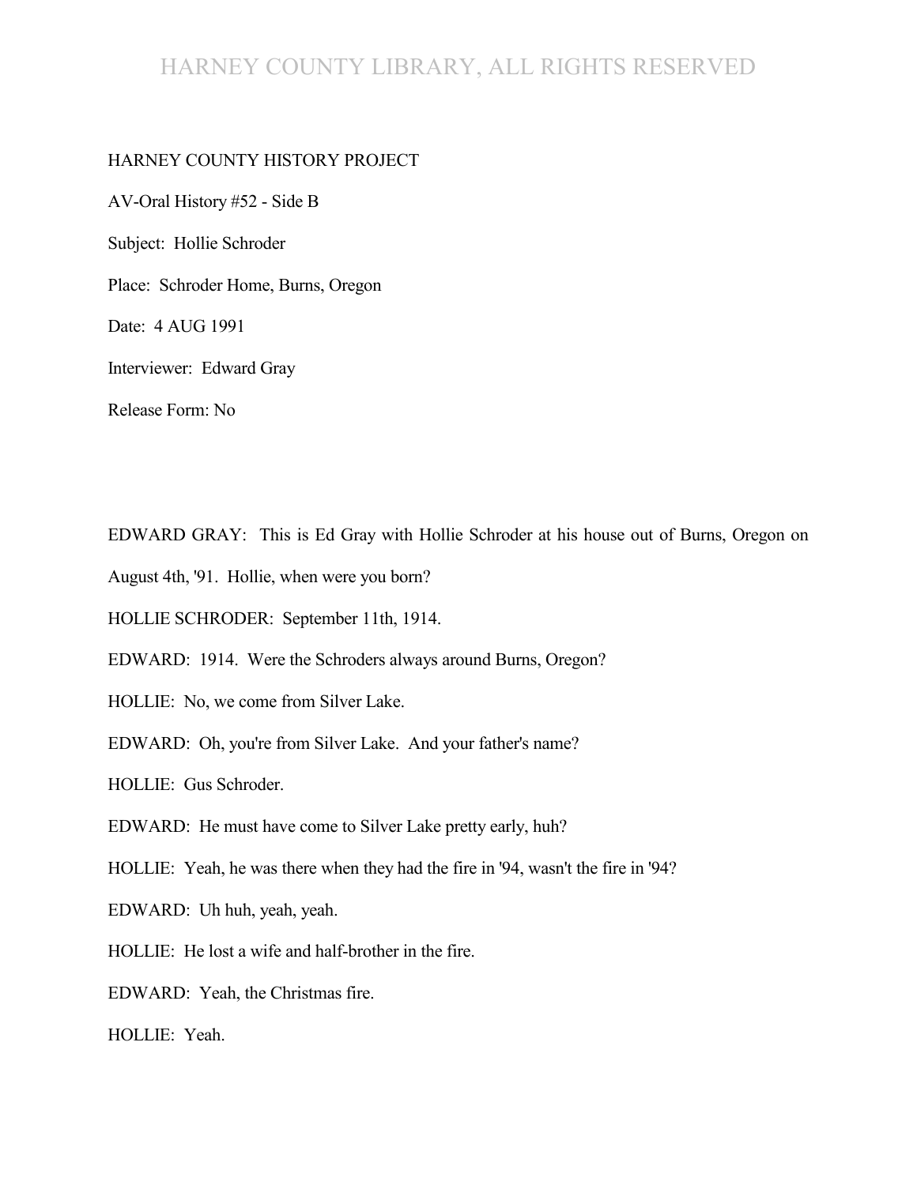HARNEY COUNTY HISTORY PROJECT

AV-Oral History #52 - Side B

Subject: Hollie Schroder

Place: Schroder Home, Burns, Oregon

Date: 4 AUG 1991

Interviewer: Edward Gray

Release Form: No

EDWARD GRAY: This is Ed Gray with Hollie Schroder at his house out of Burns, Oregon on August 4th, '91. Hollie, when were you born?

HOLLIE SCHRODER: September 11th, 1914.

EDWARD: 1914. Were the Schroders always around Burns, Oregon?

HOLLIE: No, we come from Silver Lake.

EDWARD: Oh, you're from Silver Lake. And your father's name?

HOLLIE: Gus Schroder.

EDWARD: He must have come to Silver Lake pretty early, huh?

HOLLIE: Yeah, he was there when they had the fire in '94, wasn't the fire in '94?

EDWARD: Uh huh, yeah, yeah.

HOLLIE: He lost a wife and half-brother in the fire.

EDWARD: Yeah, the Christmas fire.

HOLLIE: Yeah.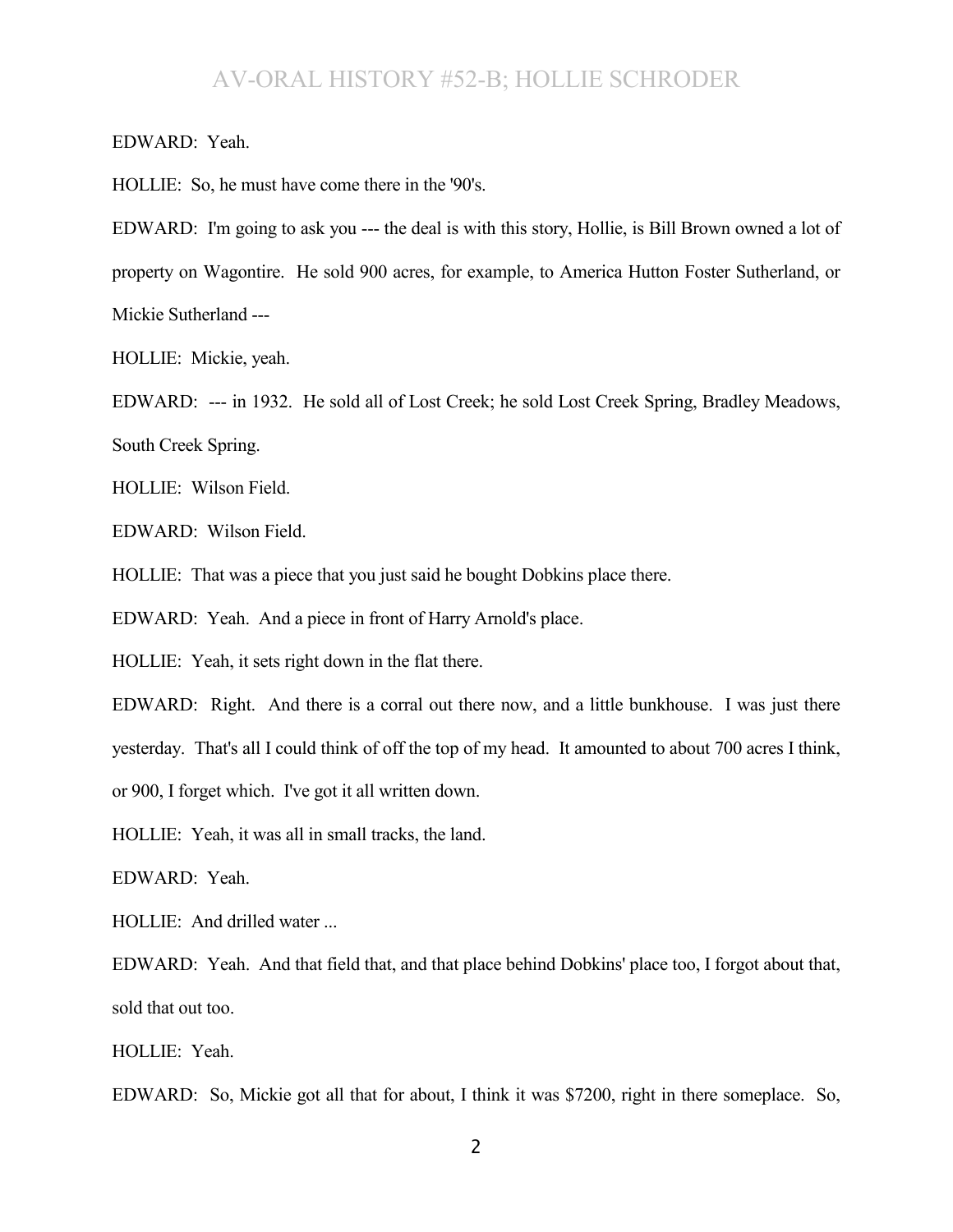EDWARD: Yeah.

HOLLIE: So, he must have come there in the '90's.

EDWARD: I'm going to ask you --- the deal is with this story, Hollie, is Bill Brown owned a lot of property on Wagontire. He sold 900 acres, for example, to America Hutton Foster Sutherland, or Mickie Sutherland ---

HOLLIE: Mickie, yeah.

EDWARD: --- in 1932. He sold all of Lost Creek; he sold Lost Creek Spring, Bradley Meadows, South Creek Spring.

HOLLIE: Wilson Field.

EDWARD: Wilson Field.

HOLLIE: That was a piece that you just said he bought Dobkins place there.

EDWARD: Yeah. And a piece in front of Harry Arnold's place.

HOLLIE: Yeah, it sets right down in the flat there.

EDWARD: Right. And there is a corral out there now, and a little bunkhouse. I was just there yesterday. That's all I could think of off the top of my head. It amounted to about 700 acres I think, or 900, I forget which. I've got it all written down.

HOLLIE: Yeah, it was all in small tracks, the land.

EDWARD: Yeah.

HOLLIE: And drilled water ...

EDWARD: Yeah. And that field that, and that place behind Dobkins' place too, I forgot about that, sold that out too.

HOLLIE: Yeah.

EDWARD: So, Mickie got all that for about, I think it was $7200, right in there someplace. So,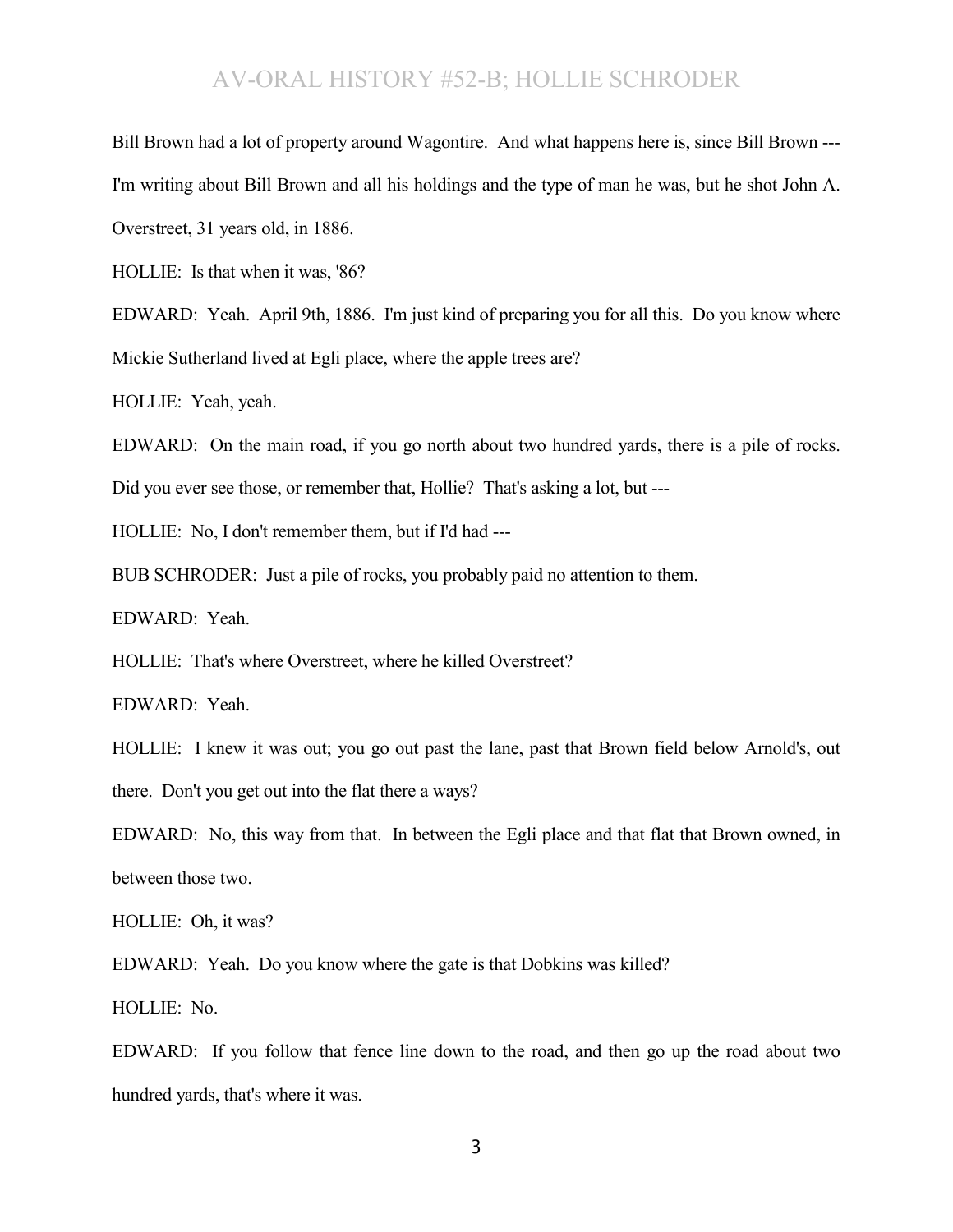Bill Brown had a lot of property around Wagontire. And what happens here is, since Bill Brown --- I'm writing about Bill Brown and all his holdings and the type of man he was, but he shot John A. Overstreet, 31 years old, in 1886.

HOLLIE: Is that when it was, '86?

EDWARD: Yeah. April 9th, 1886. I'm just kind of preparing you for all this. Do you know where Mickie Sutherland lived at Egli place, where the apple trees are?

HOLLIE: Yeah, yeah.

EDWARD: On the main road, if you go north about two hundred yards, there is a pile of rocks. Did you ever see those, or remember that, Hollie? That's asking a lot, but ---

HOLLIE: No, I don't remember them, but if I'd had ---

BUB SCHRODER: Just a pile of rocks, you probably paid no attention to them.

EDWARD: Yeah.

HOLLIE: That's where Overstreet, where he killed Overstreet?

EDWARD: Yeah.

HOLLIE: I knew it was out; you go out past the lane, past that Brown field below Arnold's, out there. Don't you get out into the flat there a ways?

EDWARD: No, this way from that. In between the Egli place and that flat that Brown owned, in between those two.

HOLLIE: Oh, it was?

EDWARD: Yeah. Do you know where the gate is that Dobkins was killed?

HOLLIE: No.

EDWARD: If you follow that fence line down to the road, and then go up the road about two hundred yards, that's where it was.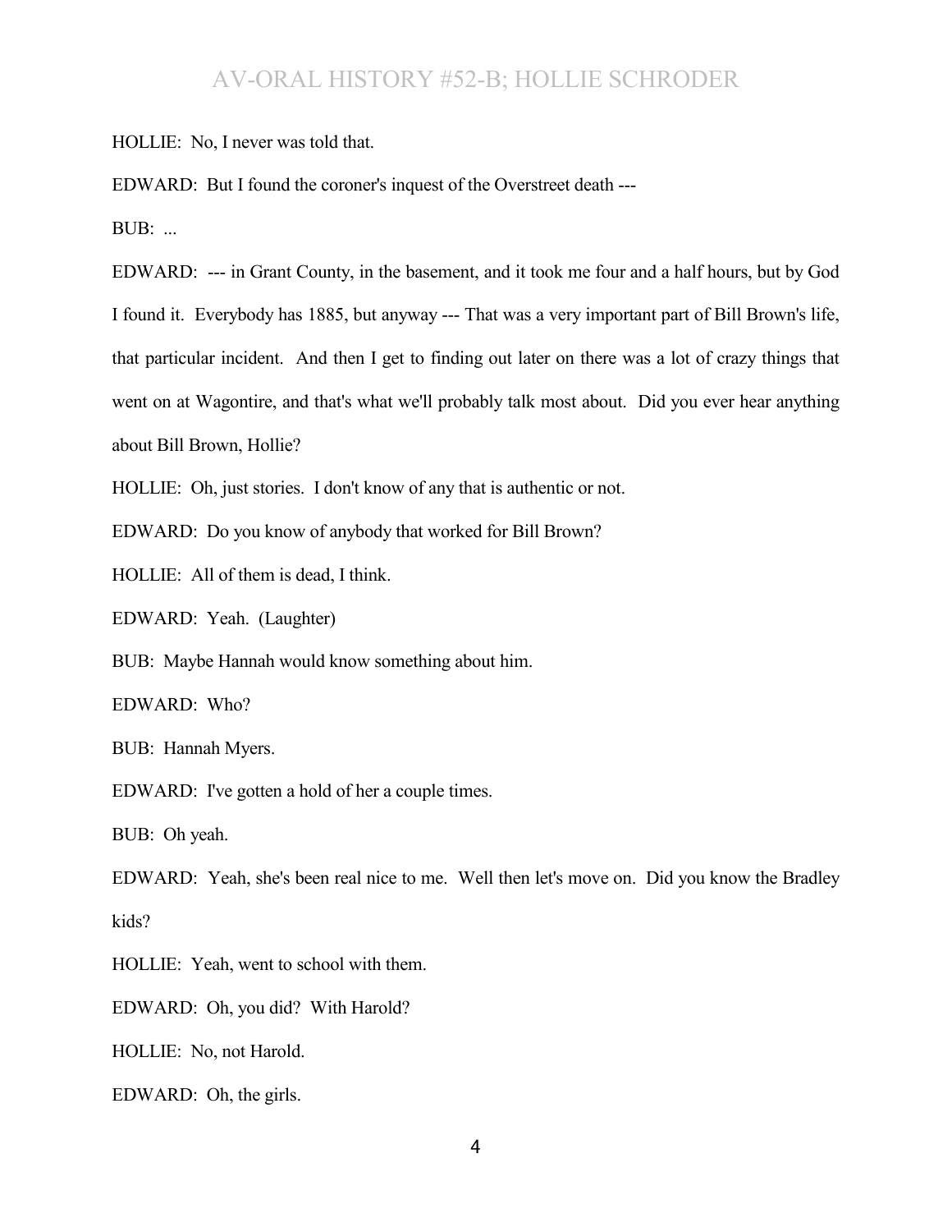HOLLIE: No, I never was told that.

EDWARD: But I found the coroner's inquest of the Overstreet death ---

BUB: ...

EDWARD: --- in Grant County, in the basement, and it took me four and a half hours, but by God I found it. Everybody has 1885, but anyway --- That was a very important part of Bill Brown's life, that particular incident. And then I get to finding out later on there was a lot of crazy things that went on at Wagontire, and that's what we'll probably talk most about. Did you ever hear anything about Bill Brown, Hollie?

HOLLIE: Oh, just stories. I don't know of any that is authentic or not.

EDWARD: Do you know of anybody that worked for Bill Brown?

HOLLIE: All of them is dead, I think.

EDWARD: Yeah. (Laughter)

BUB: Maybe Hannah would know something about him.

EDWARD: Who?

BUB: Hannah Myers.

EDWARD: I've gotten a hold of her a couple times.

BUB: Oh yeah.

EDWARD: Yeah, she's been real nice to me. Well then let's move on. Did you know the Bradley kids?

HOLLIE: Yeah, went to school with them.

EDWARD: Oh, you did? With Harold?

HOLLIE: No, not Harold.

EDWARD: Oh, the girls.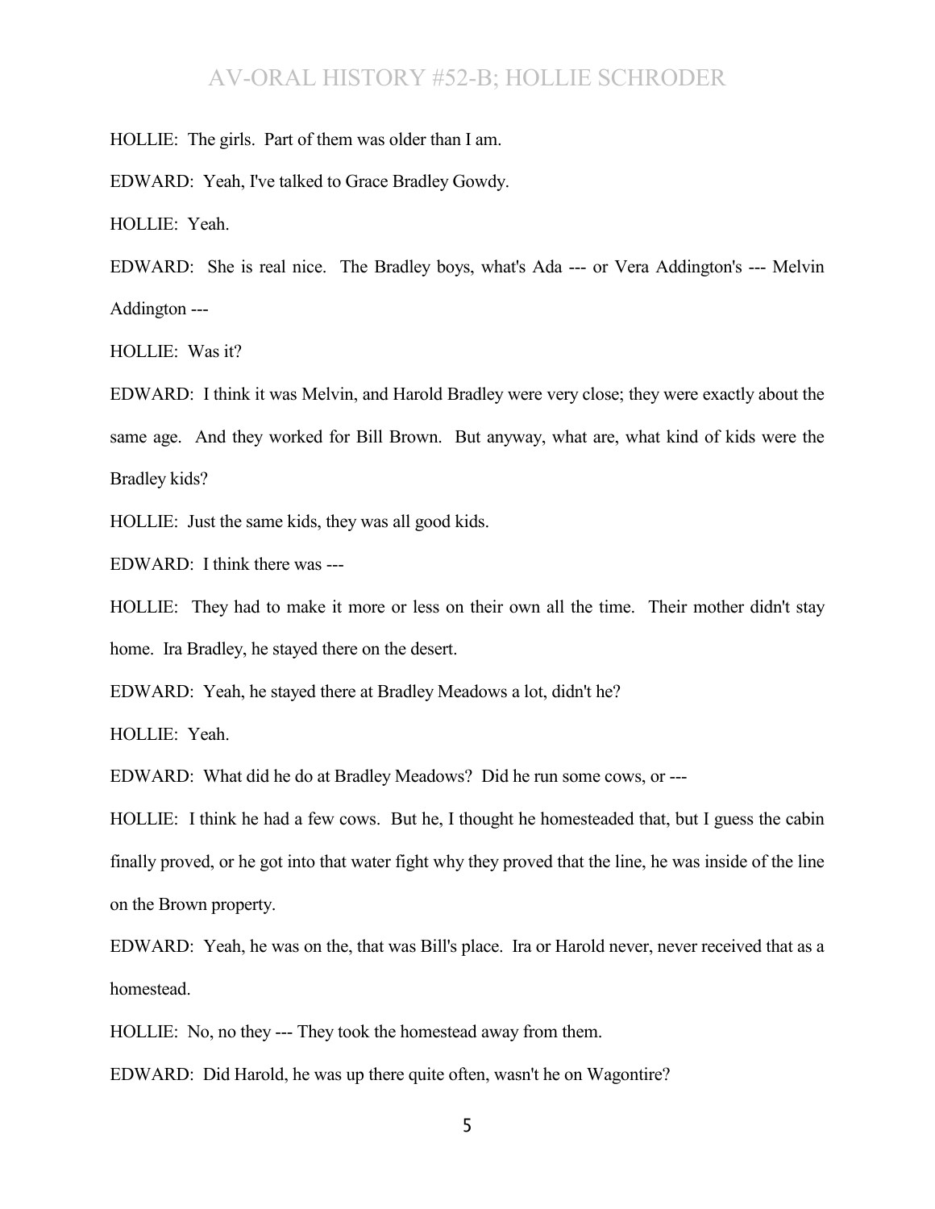HOLLIE: The girls. Part of them was older than I am.

EDWARD: Yeah, I've talked to Grace Bradley Gowdy.

HOLLIE: Yeah.

EDWARD: She is real nice. The Bradley boys, what's Ada --- or Vera Addington's --- Melvin Addington ---

HOLLIE: Was it?

EDWARD: I think it was Melvin, and Harold Bradley were very close; they were exactly about the same age. And they worked for Bill Brown. But anyway, what are, what kind of kids were the Bradley kids?

HOLLIE: Just the same kids, they was all good kids.

EDWARD: I think there was ---

HOLLIE: They had to make it more or less on their own all the time. Their mother didn't stay home. Ira Bradley, he stayed there on the desert.

EDWARD: Yeah, he stayed there at Bradley Meadows a lot, didn't he?

HOLLIE: Yeah.

EDWARD: What did he do at Bradley Meadows? Did he run some cows, or ---

HOLLIE: I think he had a few cows. But he, I thought he homesteaded that, but I guess the cabin finally proved, or he got into that water fight why they proved that the line, he was inside of the line on the Brown property.

EDWARD: Yeah, he was on the, that was Bill's place. Ira or Harold never, never received that as a homestead.

HOLLIE: No, no they --- They took the homestead away from them.

EDWARD: Did Harold, he was up there quite often, wasn't he on Wagontire?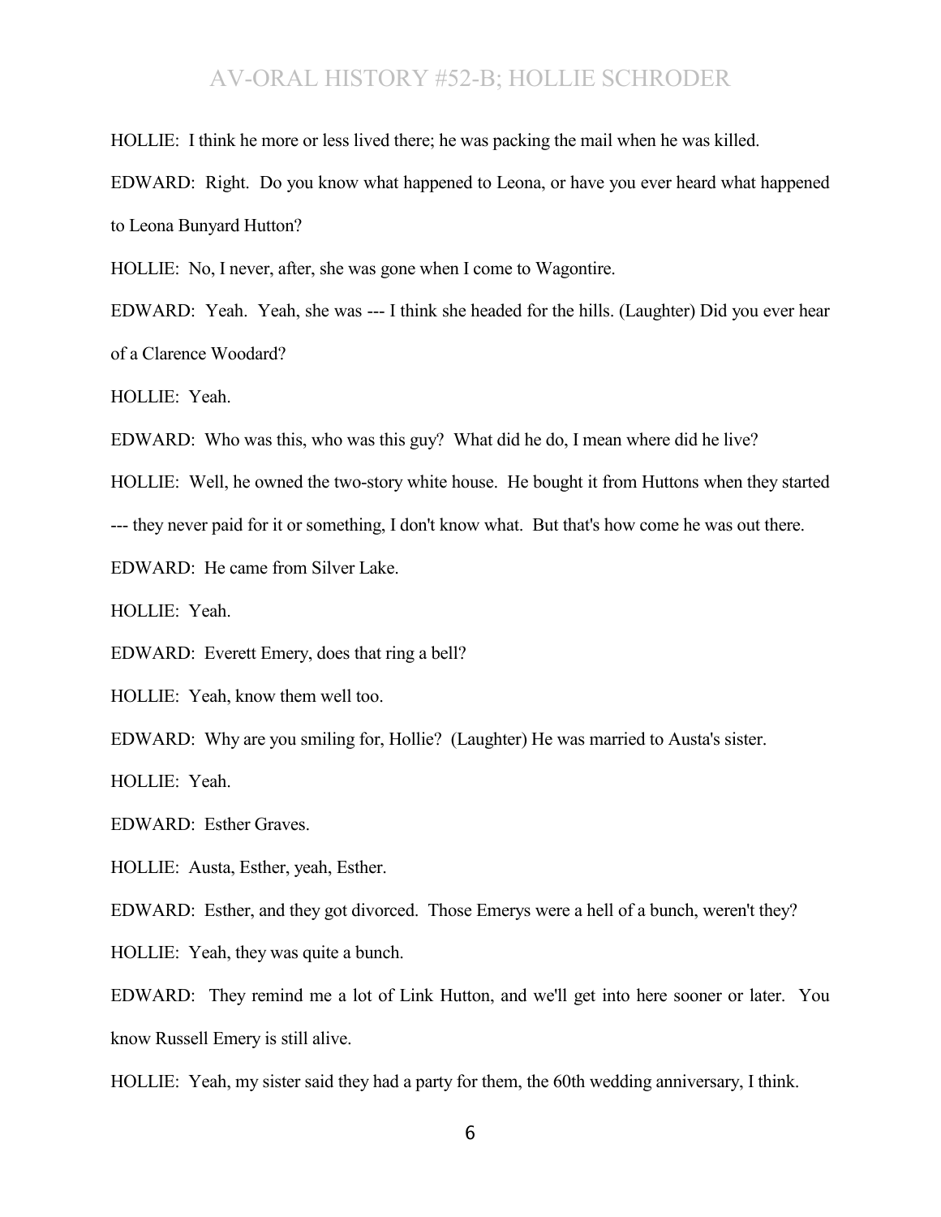HOLLIE: I think he more or less lived there; he was packing the mail when he was killed.

EDWARD: Right. Do you know what happened to Leona, or have you ever heard what happened to Leona Bunyard Hutton?

HOLLIE: No, I never, after, she was gone when I come to Wagontire.

EDWARD: Yeah. Yeah, she was --- I think she headed for the hills. (Laughter) Did you ever hear of a Clarence Woodard?

HOLLIE: Yeah.

EDWARD: Who was this, who was this guy? What did he do, I mean where did he live?

HOLLIE: Well, he owned the two-story white house. He bought it from Huttons when they started --- they never paid for it or something, I don't know what. But that's how come he was out there.

EDWARD: He came from Silver Lake.

HOLLIE: Yeah.

EDWARD: Everett Emery, does that ring a bell?

HOLLIE: Yeah, know them well too.

EDWARD: Why are you smiling for, Hollie? (Laughter) He was married to Austa's sister.

HOLLIE: Yeah.

EDWARD: Esther Graves.

HOLLIE: Austa, Esther, yeah, Esther.

EDWARD: Esther, and they got divorced. Those Emerys were a hell of a bunch, weren't they?

HOLLIE: Yeah, they was quite a bunch.

EDWARD: They remind me a lot of Link Hutton, and we'll get into here sooner or later. You know Russell Emery is still alive.

HOLLIE: Yeah, my sister said they had a party for them, the 60th wedding anniversary, I think.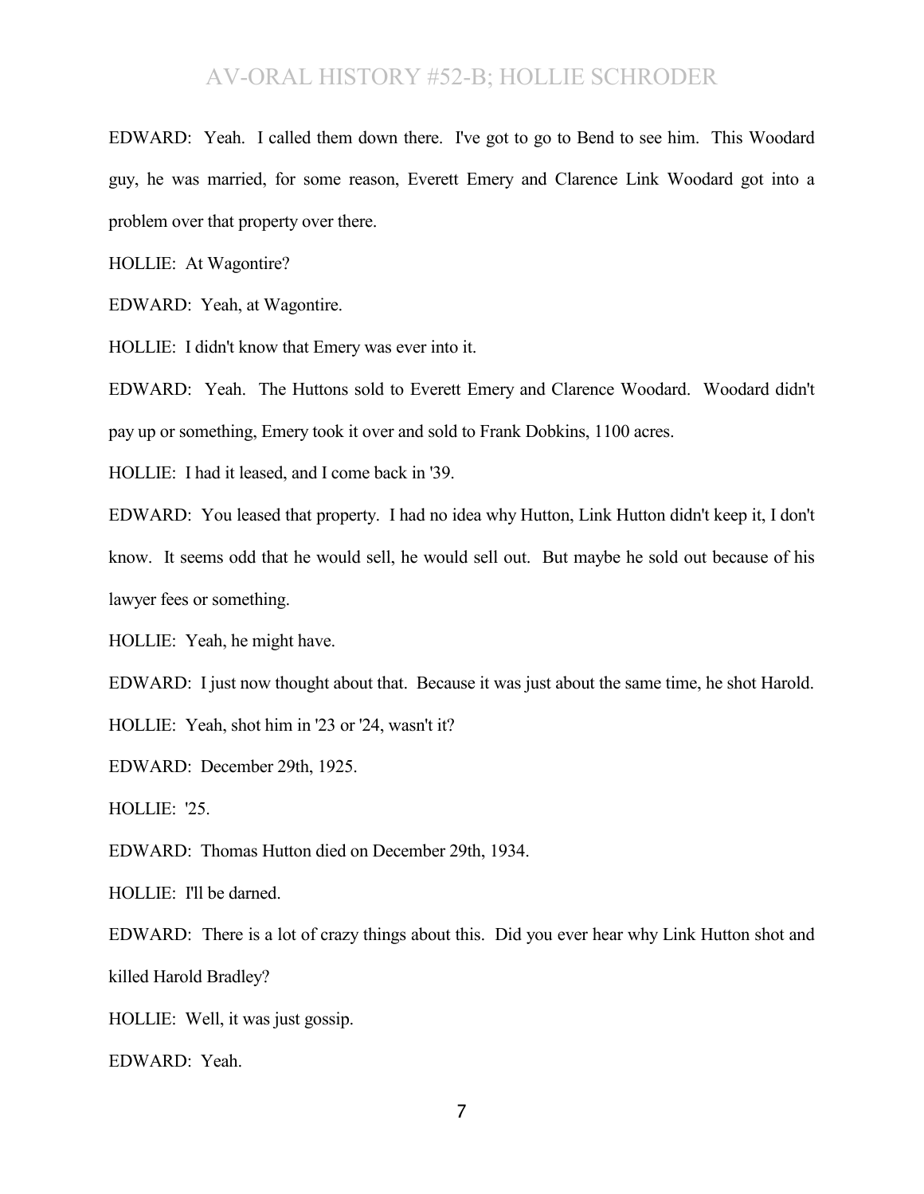EDWARD: Yeah. I called them down there. I've got to go to Bend to see him. This Woodard guy, he was married, for some reason, Everett Emery and Clarence Link Woodard got into a problem over that property over there.

HOLLIE: At Wagontire?

EDWARD: Yeah, at Wagontire.

HOLLIE: I didn't know that Emery was ever into it.

EDWARD: Yeah. The Huttons sold to Everett Emery and Clarence Woodard. Woodard didn't pay up or something, Emery took it over and sold to Frank Dobkins, 1100 acres.

HOLLIE: I had it leased, and I come back in '39.

EDWARD: You leased that property. I had no idea why Hutton, Link Hutton didn't keep it, I don't know. It seems odd that he would sell, he would sell out. But maybe he sold out because of his lawyer fees or something.

HOLLIE: Yeah, he might have.

EDWARD: I just now thought about that. Because it was just about the same time, he shot Harold.

HOLLIE: Yeah, shot him in '23 or '24, wasn't it?

EDWARD: December 29th, 1925.

HOLLIE: '25.

EDWARD: Thomas Hutton died on December 29th, 1934.

HOLLIE: I'll be darned.

EDWARD: There is a lot of crazy things about this. Did you ever hear why Link Hutton shot and killed Harold Bradley?

HOLLIE: Well, it was just gossip.

EDWARD: Yeah.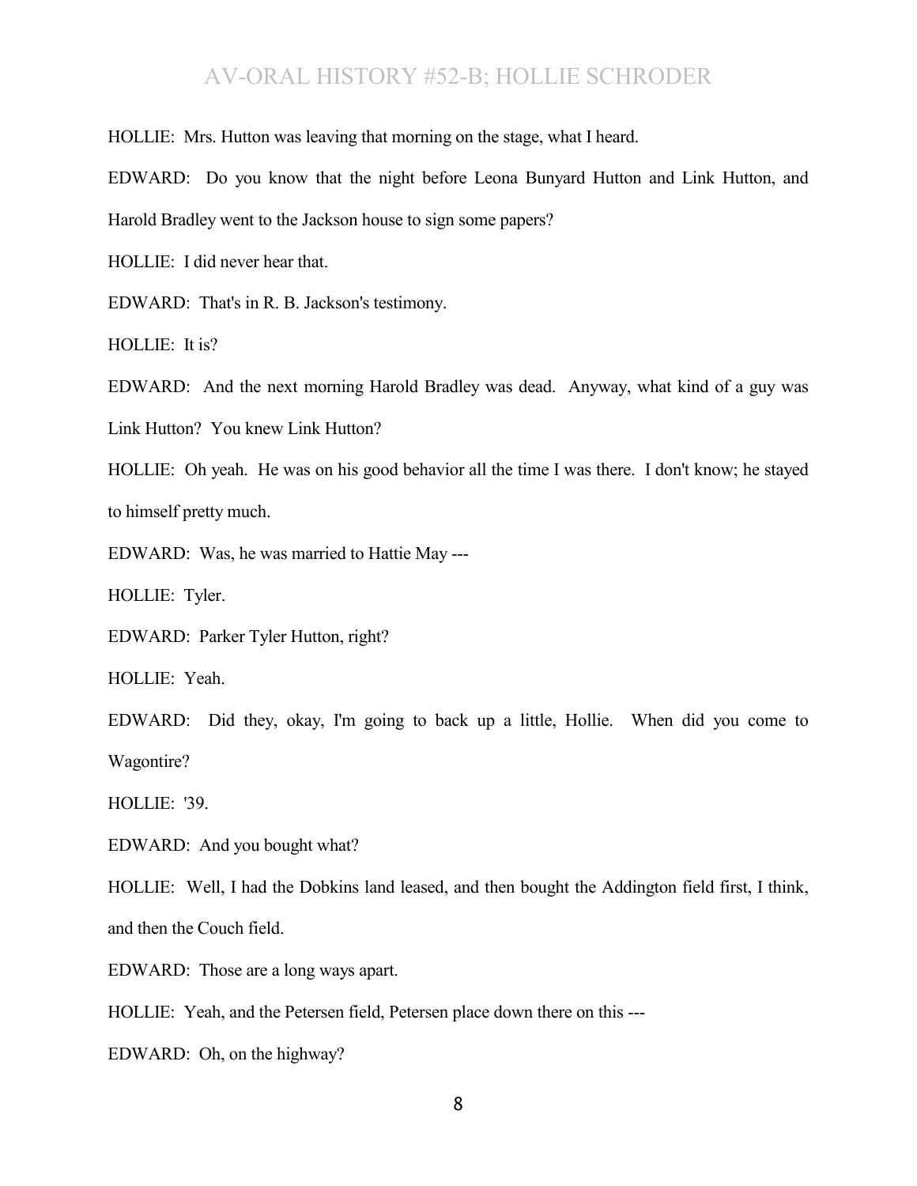HOLLIE: Mrs. Hutton was leaving that morning on the stage, what I heard.

EDWARD: Do you know that the night before Leona Bunyard Hutton and Link Hutton, and Harold Bradley went to the Jackson house to sign some papers?

HOLLIE: I did never hear that.

EDWARD: That's in R. B. Jackson's testimony.

HOLLIE: It is?

EDWARD: And the next morning Harold Bradley was dead. Anyway, what kind of a guy was Link Hutton? You knew Link Hutton?

HOLLIE: Oh yeah. He was on his good behavior all the time I was there. I don't know; he stayed to himself pretty much.

EDWARD: Was, he was married to Hattie May ---

HOLLIE: Tyler.

EDWARD: Parker Tyler Hutton, right?

HOLLIE: Yeah.

EDWARD: Did they, okay, I'm going to back up a little, Hollie. When did you come to Wagontire?

HOLLIE: '39.

EDWARD: And you bought what?

HOLLIE: Well, I had the Dobkins land leased, and then bought the Addington field first, I think, and then the Couch field.

EDWARD: Those are a long ways apart.

HOLLIE: Yeah, and the Petersen field, Petersen place down there on this ---

EDWARD: Oh, on the highway?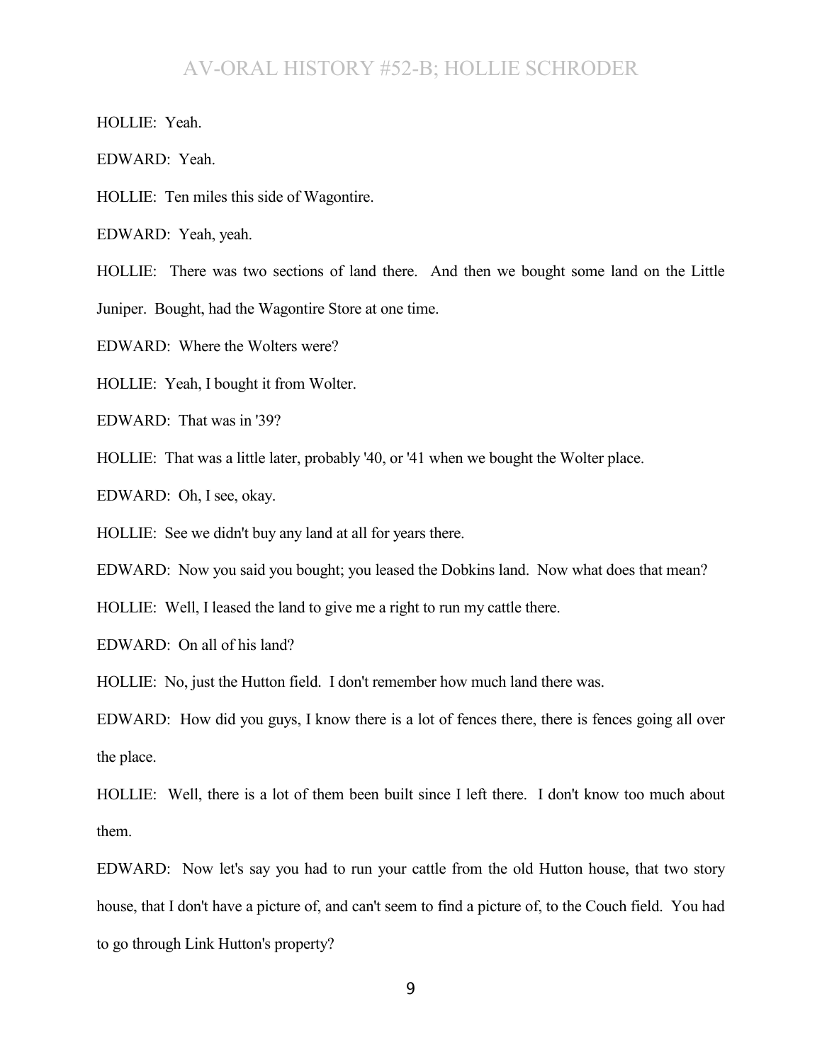HOLLIE: Yeah.

EDWARD: Yeah.

HOLLIE: Ten miles this side of Wagontire.

EDWARD: Yeah, yeah.

HOLLIE: There was two sections of land there. And then we bought some land on the Little Juniper. Bought, had the Wagontire Store at one time.

EDWARD: Where the Wolters were?

HOLLIE: Yeah, I bought it from Wolter.

EDWARD: That was in '39?

HOLLIE: That was a little later, probably '40, or '41 when we bought the Wolter place.

EDWARD: Oh, I see, okay.

HOLLIE: See we didn't buy any land at all for years there.

EDWARD: Now you said you bought; you leased the Dobkins land. Now what does that mean?

HOLLIE: Well, I leased the land to give me a right to run my cattle there.

EDWARD: On all of his land?

HOLLIE: No, just the Hutton field. I don't remember how much land there was.

EDWARD: How did you guys, I know there is a lot of fences there, there is fences going all over the place.

HOLLIE: Well, there is a lot of them been built since I left there. I don't know too much about them.

EDWARD: Now let's say you had to run your cattle from the old Hutton house, that two story house, that I don't have a picture of, and can't seem to find a picture of, to the Couch field. You had to go through Link Hutton's property?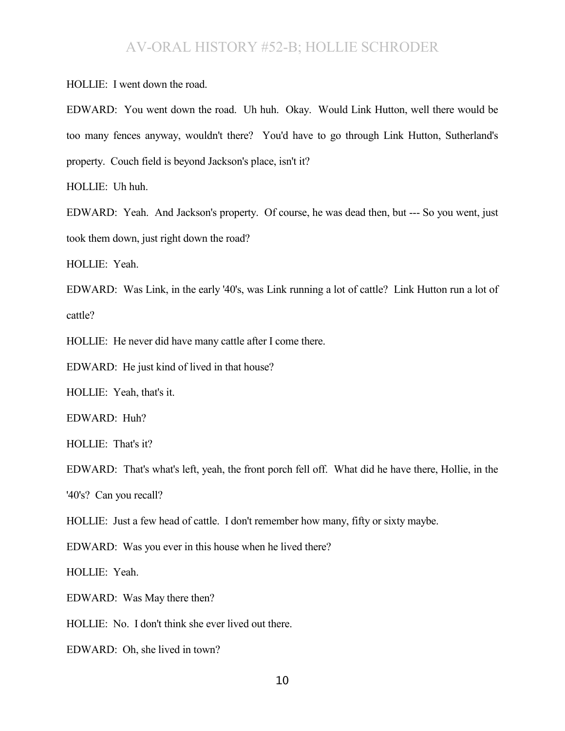HOLLIE: I went down the road.

EDWARD: You went down the road. Uh huh. Okay. Would Link Hutton, well there would be too many fences anyway, wouldn't there? You'd have to go through Link Hutton, Sutherland's property. Couch field is beyond Jackson's place, isn't it?

HOLLIE: Uh huh.

EDWARD: Yeah. And Jackson's property. Of course, he was dead then, but --- So you went, just took them down, just right down the road?

HOLLIE: Yeah.

EDWARD: Was Link, in the early '40's, was Link running a lot of cattle? Link Hutton run a lot of cattle?

HOLLIE: He never did have many cattle after I come there.

EDWARD: He just kind of lived in that house?

HOLLIE: Yeah, that's it.

EDWARD: Huh?

HOLLIE: That's it?

EDWARD: That's what's left, yeah, the front porch fell off. What did he have there, Hollie, in the '40's? Can you recall?

HOLLIE: Just a few head of cattle. I don't remember how many, fifty or sixty maybe.

EDWARD: Was you ever in this house when he lived there?

HOLLIE: Yeah.

EDWARD: Was May there then?

HOLLIE: No. I don't think she ever lived out there.

EDWARD: Oh, she lived in town?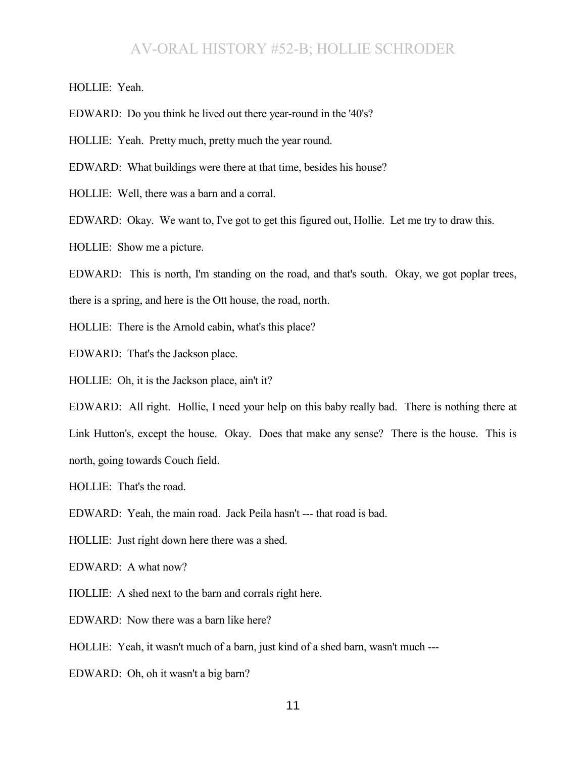HOLLIE: Yeah.

EDWARD: Do you think he lived out there year-round in the '40's?

HOLLIE: Yeah. Pretty much, pretty much the year round.

EDWARD: What buildings were there at that time, besides his house?

HOLLIE: Well, there was a barn and a corral.

EDWARD: Okay. We want to, I've got to get this figured out, Hollie. Let me try to draw this.

HOLLIE: Show me a picture.

EDWARD: This is north, I'm standing on the road, and that's south. Okay, we got poplar trees, there is a spring, and here is the Ott house, the road, north.

HOLLIE: There is the Arnold cabin, what's this place?

EDWARD: That's the Jackson place.

HOLLIE: Oh, it is the Jackson place, ain't it?

EDWARD: All right. Hollie, I need your help on this baby really bad. There is nothing there at Link Hutton's, except the house. Okay. Does that make any sense? There is the house. This is north, going towards Couch field.

HOLLIE: That's the road.

EDWARD: Yeah, the main road. Jack Peila hasn't --- that road is bad.

HOLLIE: Just right down here there was a shed.

EDWARD: A what now?

HOLLIE: A shed next to the barn and corrals right here.

EDWARD: Now there was a barn like here?

HOLLIE: Yeah, it wasn't much of a barn, just kind of a shed barn, wasn't much ---

EDWARD: Oh, oh it wasn't a big barn?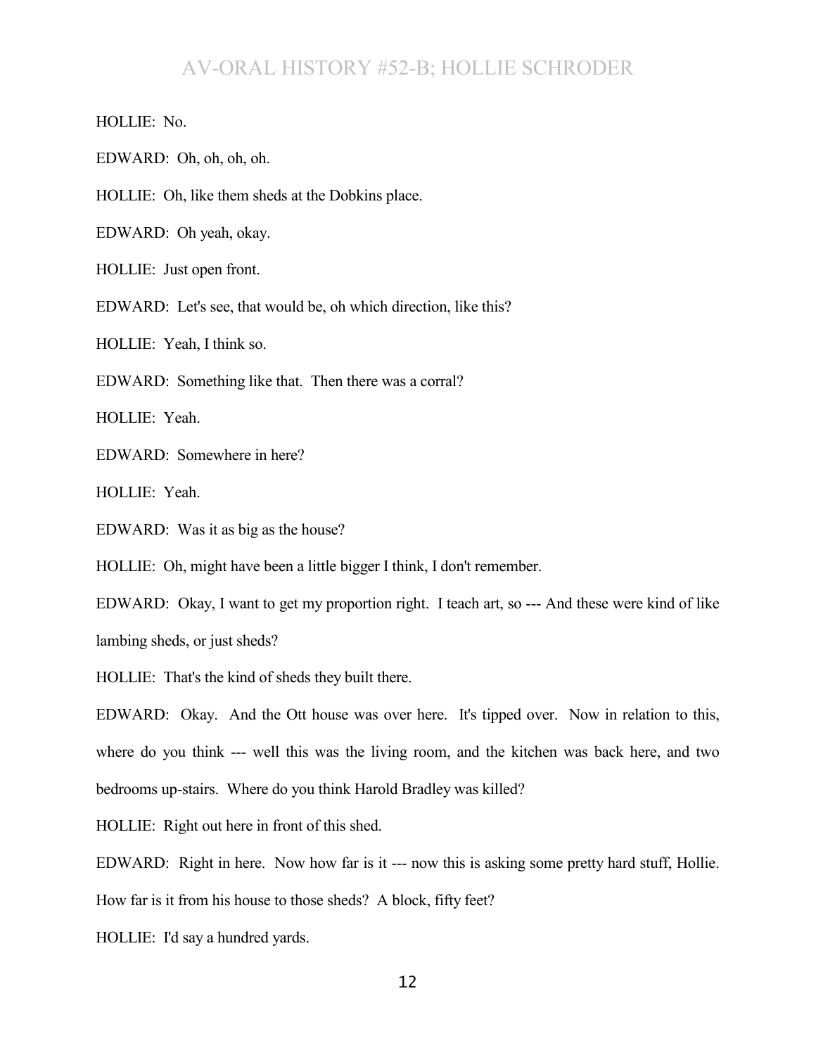HOLLIE: No.

EDWARD: Oh, oh, oh, oh.

HOLLIE: Oh, like them sheds at the Dobkins place.

EDWARD: Oh yeah, okay.

HOLLIE: Just open front.

EDWARD: Let's see, that would be, oh which direction, like this?

HOLLIE: Yeah, I think so.

EDWARD: Something like that. Then there was a corral?

HOLLIE: Yeah.

EDWARD: Somewhere in here?

HOLLIE: Yeah.

EDWARD: Was it as big as the house?

HOLLIE: Oh, might have been a little bigger I think, I don't remember.

EDWARD: Okay, I want to get my proportion right. I teach art, so --- And these were kind of like lambing sheds, or just sheds?

HOLLIE: That's the kind of sheds they built there.

EDWARD: Okay. And the Ott house was over here. It's tipped over. Now in relation to this, where do you think --- well this was the living room, and the kitchen was back here, and two bedrooms up-stairs. Where do you think Harold Bradley was killed?

HOLLIE: Right out here in front of this shed.

EDWARD: Right in here. Now how far is it --- now this is asking some pretty hard stuff, Hollie. How far is it from his house to those sheds? A block, fifty feet?

HOLLIE: I'd say a hundred yards.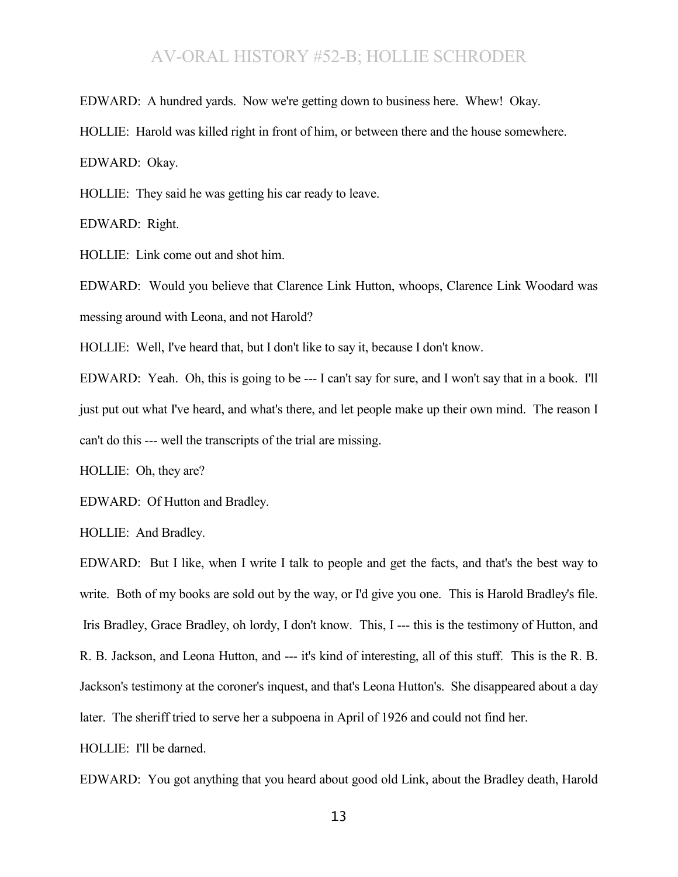EDWARD: A hundred yards. Now we're getting down to business here. Whew! Okay.

HOLLIE: Harold was killed right in front of him, or between there and the house somewhere.

EDWARD: Okay.

HOLLIE: They said he was getting his car ready to leave.

EDWARD: Right.

HOLLIE: Link come out and shot him.

EDWARD: Would you believe that Clarence Link Hutton, whoops, Clarence Link Woodard was messing around with Leona, and not Harold?

HOLLIE: Well, I've heard that, but I don't like to say it, because I don't know.

EDWARD: Yeah. Oh, this is going to be --- I can't say for sure, and I won't say that in a book. I'll just put out what I've heard, and what's there, and let people make up their own mind. The reason I can't do this --- well the transcripts of the trial are missing.

HOLLIE: Oh, they are?

EDWARD: Of Hutton and Bradley.

HOLLIE: And Bradley.

EDWARD: But I like, when I write I talk to people and get the facts, and that's the best way to write. Both of my books are sold out by the way, or I'd give you one. This is Harold Bradley's file. Iris Bradley, Grace Bradley, oh lordy, I don't know. This, I --- this is the testimony of Hutton, and R. B. Jackson, and Leona Hutton, and --- it's kind of interesting, all of this stuff. This is the R. B. Jackson's testimony at the coroner's inquest, and that's Leona Hutton's. She disappeared about a day later. The sheriff tried to serve her a subpoena in April of 1926 and could not find her.

HOLLIE: I'll be darned.

EDWARD: You got anything that you heard about good old Link, about the Bradley death, Harold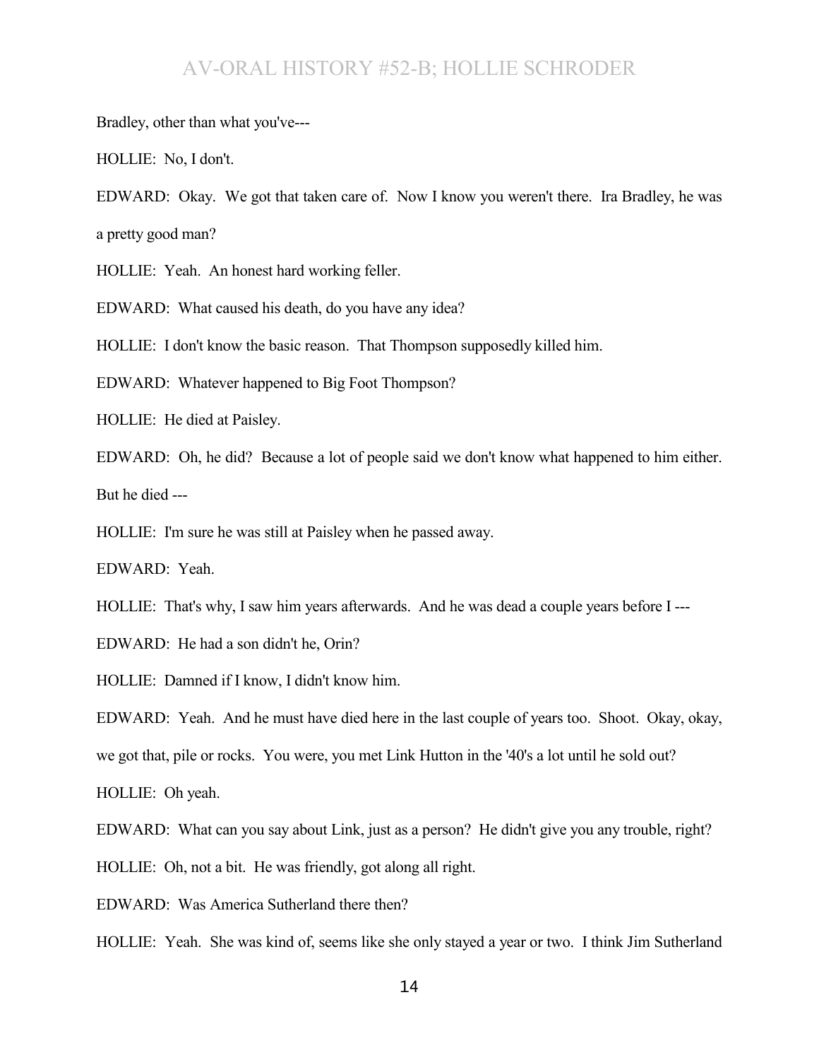Bradley, other than what you've---

HOLLIE: No, I don't.

EDWARD: Okay. We got that taken care of. Now I know you weren't there. Ira Bradley, he was a pretty good man?

HOLLIE: Yeah. An honest hard working feller.

EDWARD: What caused his death, do you have any idea?

HOLLIE: I don't know the basic reason. That Thompson supposedly killed him.

EDWARD: Whatever happened to Big Foot Thompson?

HOLLIE: He died at Paisley.

EDWARD: Oh, he did? Because a lot of people said we don't know what happened to him either. But he died ---

HOLLIE: I'm sure he was still at Paisley when he passed away.

EDWARD: Yeah.

HOLLIE: That's why, I saw him years afterwards. And he was dead a couple years before I ---

EDWARD: He had a son didn't he, Orin?

HOLLIE: Damned if I know, I didn't know him.

EDWARD: Yeah. And he must have died here in the last couple of years too. Shoot. Okay, okay, we got that, pile or rocks. You were, you met Link Hutton in the '40's a lot until he sold out?

HOLLIE: Oh yeah.

EDWARD: What can you say about Link, just as a person? He didn't give you any trouble, right?

HOLLIE: Oh, not a bit. He was friendly, got along all right.

EDWARD: Was America Sutherland there then?

HOLLIE: Yeah. She was kind of, seems like she only stayed a year or two. I think Jim Sutherland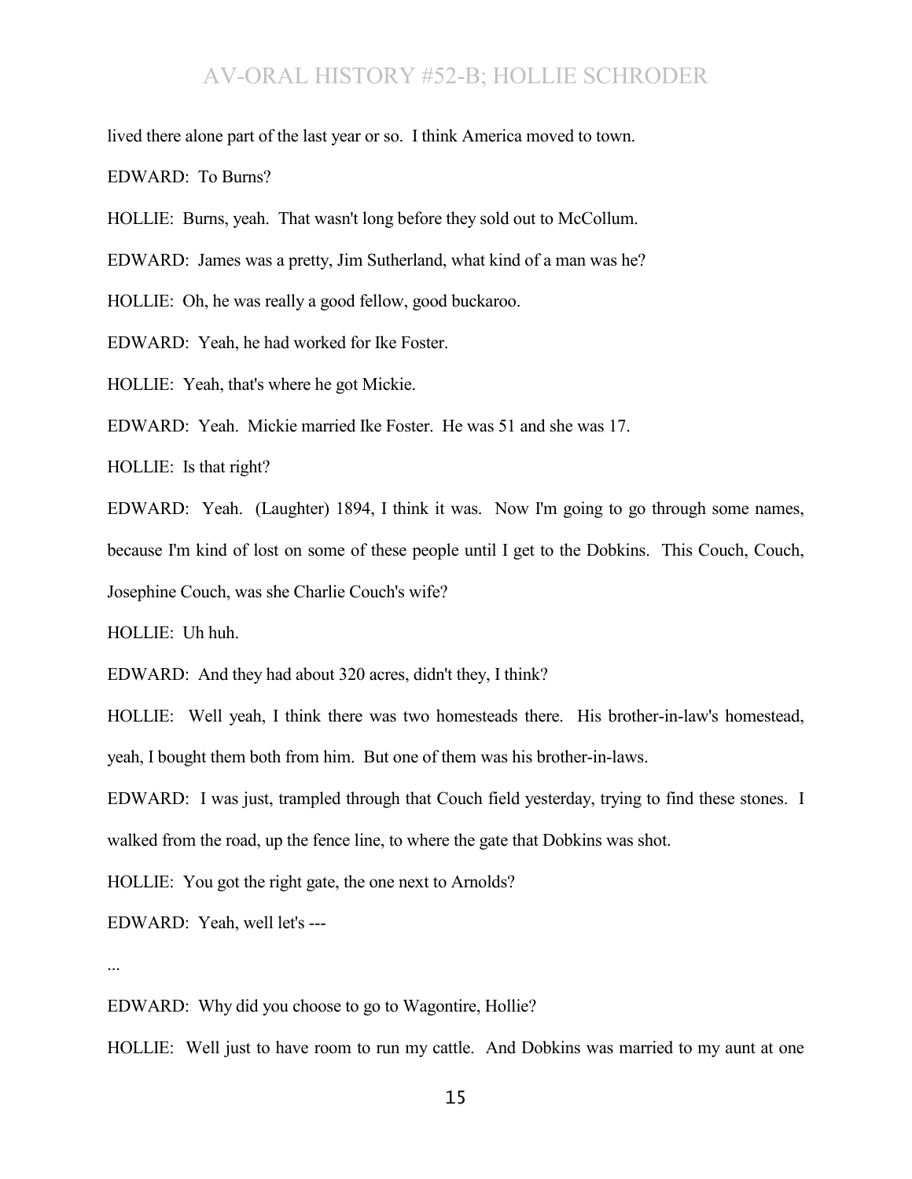lived there alone part of the last year or so. I think America moved to town.

EDWARD: To Burns?

HOLLIE: Burns, yeah. That wasn't long before they sold out to McCollum.

EDWARD: James was a pretty, Jim Sutherland, what kind of a man was he?

HOLLIE: Oh, he was really a good fellow, good buckaroo.

EDWARD: Yeah, he had worked for Ike Foster.

HOLLIE: Yeah, that's where he got Mickie.

EDWARD: Yeah. Mickie married Ike Foster. He was 51 and she was 17.

HOLLIE: Is that right?

EDWARD: Yeah. (Laughter) 1894, I think it was. Now I'm going to go through some names, because I'm kind of lost on some of these people until I get to the Dobkins. This Couch, Couch, Josephine Couch, was she Charlie Couch's wife?

HOLLIE: Uh huh.

EDWARD: And they had about 320 acres, didn't they, I think?

HOLLIE: Well yeah, I think there was two homesteads there. His brother-in-law's homestead, yeah, I bought them both from him. But one of them was his brother-in-laws.

EDWARD: I was just, trampled through that Couch field yesterday, trying to find these stones. I walked from the road, up the fence line, to where the gate that Dobkins was shot.

HOLLIE: You got the right gate, the one next to Arnolds?

EDWARD: Yeah, well let's ---

...

EDWARD: Why did you choose to go to Wagontire, Hollie?

HOLLIE: Well just to have room to run my cattle. And Dobkins was married to my aunt at one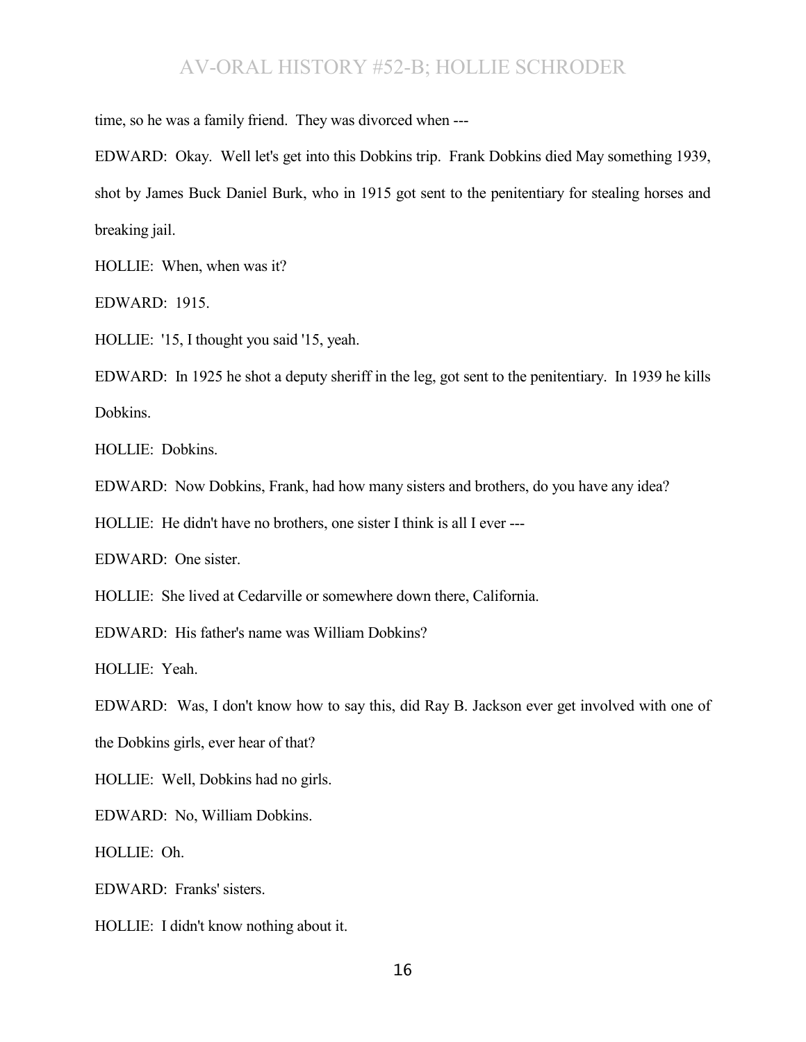time, so he was a family friend. They was divorced when ---

EDWARD: Okay. Well let's get into this Dobkins trip. Frank Dobkins died May something 1939, shot by James Buck Daniel Burk, who in 1915 got sent to the penitentiary for stealing horses and breaking jail.

HOLLIE: When, when was it?

EDWARD: 1915.

HOLLIE: '15, I thought you said '15, yeah.

EDWARD: In 1925 he shot a deputy sheriff in the leg, got sent to the penitentiary. In 1939 he kills Dobkins.

HOLLIE: Dobkins.

EDWARD: Now Dobkins, Frank, had how many sisters and brothers, do you have any idea?

HOLLIE: He didn't have no brothers, one sister I think is all I ever ---

EDWARD: One sister.

HOLLIE: She lived at Cedarville or somewhere down there, California.

EDWARD: His father's name was William Dobkins?

HOLLIE: Yeah.

EDWARD: Was, I don't know how to say this, did Ray B. Jackson ever get involved with one of the Dobkins girls, ever hear of that?

HOLLIE: Well, Dobkins had no girls.

EDWARD: No, William Dobkins.

HOLLIE: Oh.

EDWARD: Franks' sisters.

HOLLIE: I didn't know nothing about it.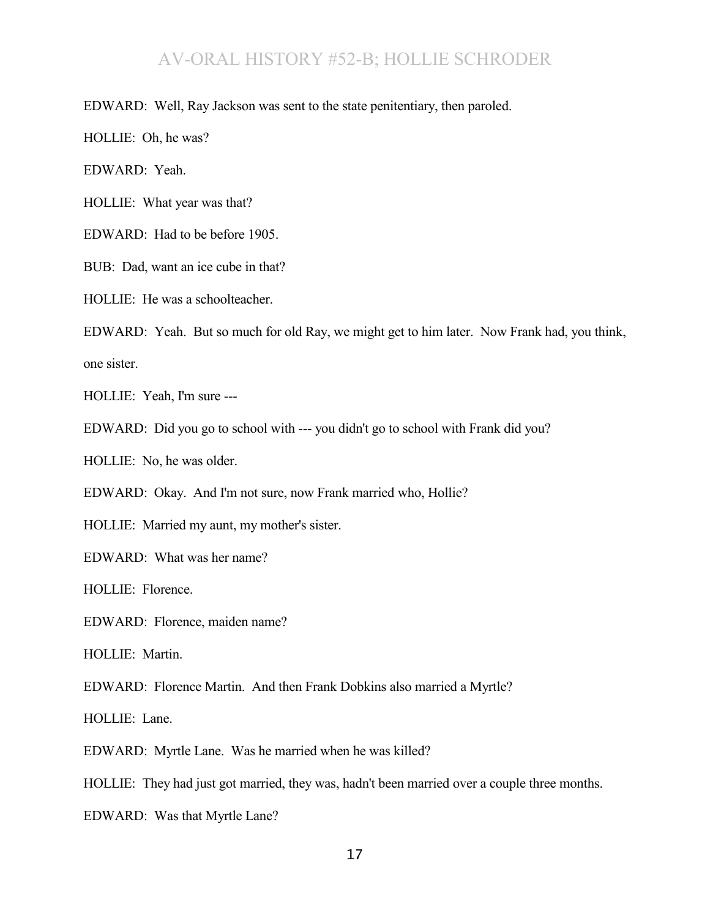EDWARD: Well, Ray Jackson was sent to the state penitentiary, then paroled.

HOLLIE: Oh, he was?

EDWARD: Yeah.

HOLLIE: What year was that?

EDWARD: Had to be before 1905.

BUB: Dad, want an ice cube in that?

HOLLIE: He was a schoolteacher.

EDWARD: Yeah. But so much for old Ray, we might get to him later. Now Frank had, you think, one sister.

HOLLIE: Yeah, I'm sure ---

EDWARD: Did you go to school with --- you didn't go to school with Frank did you?

HOLLIE: No, he was older.

EDWARD: Okay. And I'm not sure, now Frank married who, Hollie?

HOLLIE: Married my aunt, my mother's sister.

EDWARD: What was her name?

HOLLIE: Florence.

EDWARD: Florence, maiden name?

HOLLIE: Martin.

EDWARD: Florence Martin. And then Frank Dobkins also married a Myrtle?

HOLLIE: Lane.

EDWARD: Myrtle Lane. Was he married when he was killed?

HOLLIE: They had just got married, they was, hadn't been married over a couple three months.

EDWARD: Was that Myrtle Lane?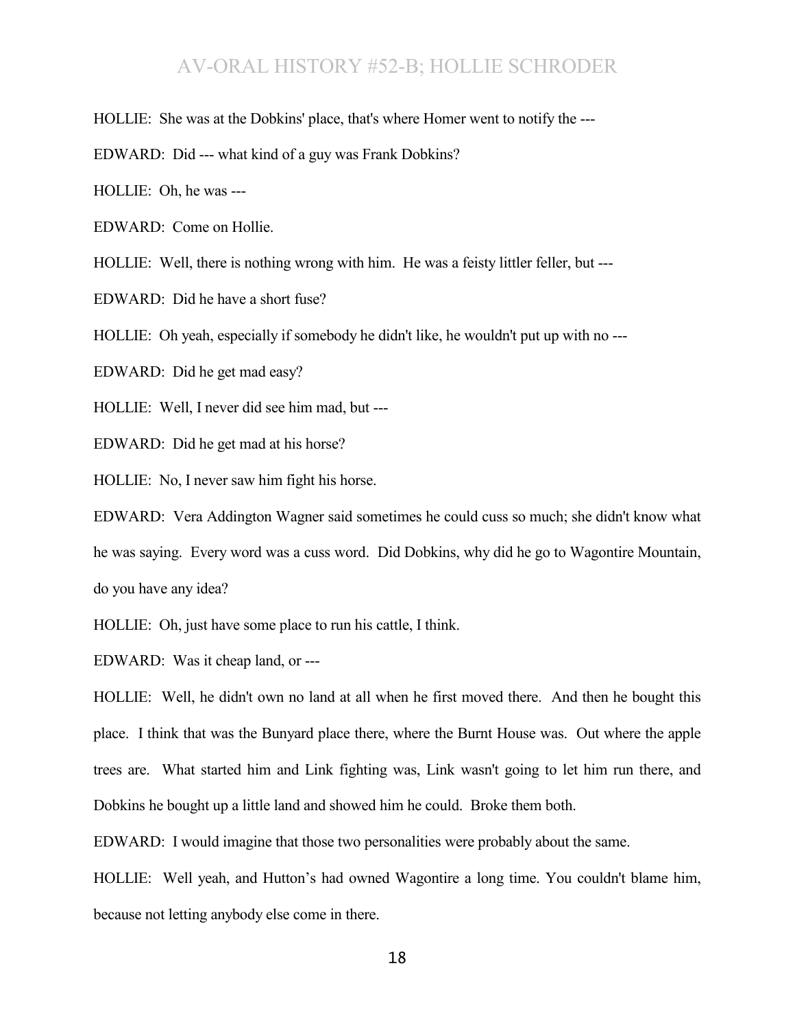HOLLIE: She was at the Dobkins' place, that's where Homer went to notify the ---

EDWARD: Did --- what kind of a guy was Frank Dobkins?

HOLLIE: Oh, he was ---

EDWARD: Come on Hollie.

HOLLIE: Well, there is nothing wrong with him. He was a feisty littler feller, but ---

EDWARD: Did he have a short fuse?

HOLLIE: Oh yeah, especially if somebody he didn't like, he wouldn't put up with no ---

EDWARD: Did he get mad easy?

HOLLIE: Well, I never did see him mad, but ---

EDWARD: Did he get mad at his horse?

HOLLIE: No, I never saw him fight his horse.

EDWARD: Vera Addington Wagner said sometimes he could cuss so much; she didn't know what he was saying. Every word was a cuss word. Did Dobkins, why did he go to Wagontire Mountain, do you have any idea?

HOLLIE: Oh, just have some place to run his cattle, I think.

EDWARD: Was it cheap land, or ---

HOLLIE: Well, he didn't own no land at all when he first moved there. And then he bought this place. I think that was the Bunyard place there, where the Burnt House was. Out where the apple trees are. What started him and Link fighting was, Link wasn't going to let him run there, and Dobkins he bought up a little land and showed him he could. Broke them both.

EDWARD: I would imagine that those two personalities were probably about the same.

HOLLIE: Well yeah, and Hutton's had owned Wagontire a long time. You couldn't blame him, because not letting anybody else come in there.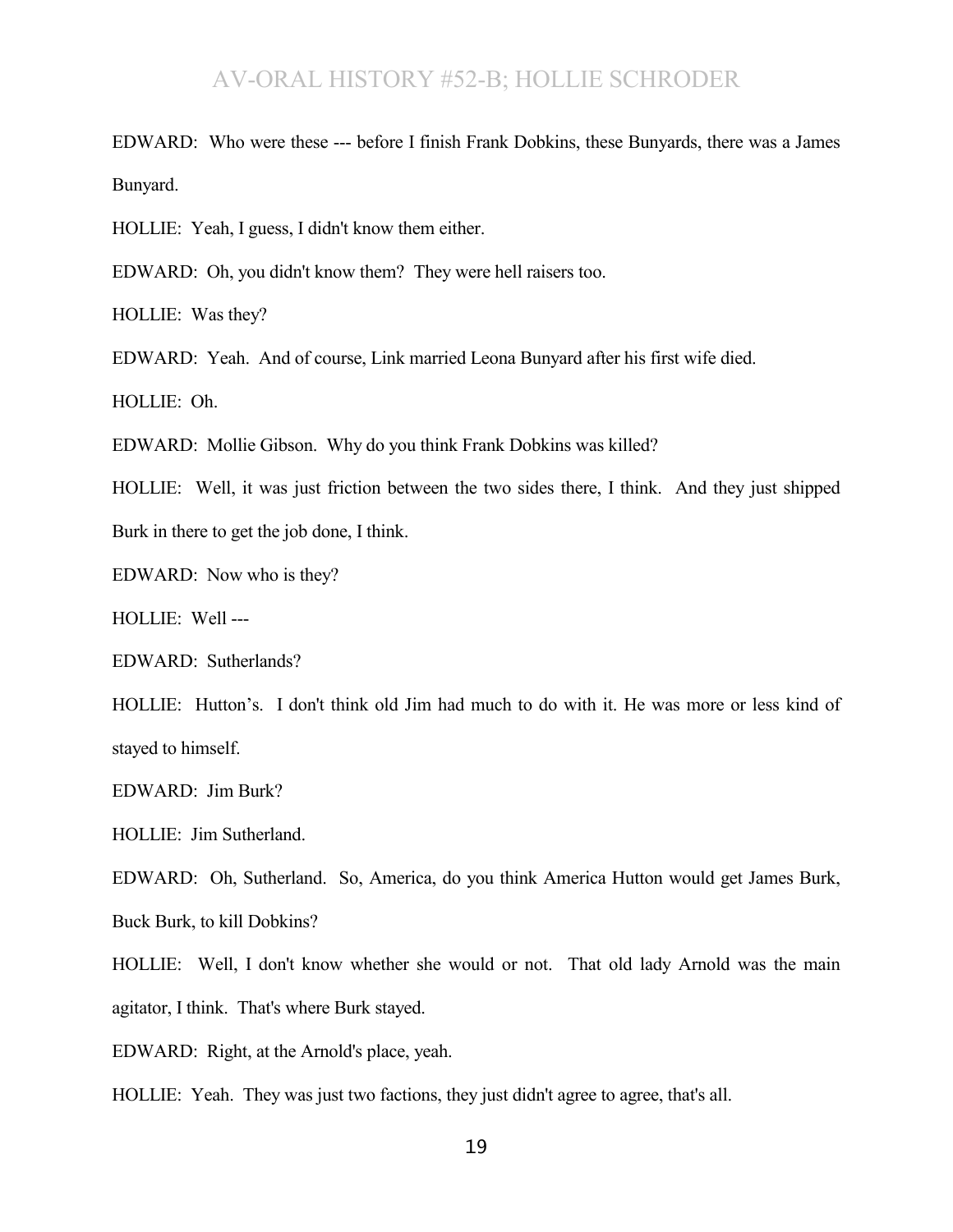EDWARD: Who were these --- before I finish Frank Dobkins, these Bunyards, there was a James Bunyard.

HOLLIE: Yeah, I guess, I didn't know them either.

EDWARD: Oh, you didn't know them? They were hell raisers too.

HOLLIE: Was they?

EDWARD: Yeah. And of course, Link married Leona Bunyard after his first wife died.

HOLLIE: Oh.

EDWARD: Mollie Gibson. Why do you think Frank Dobkins was killed?

HOLLIE: Well, it was just friction between the two sides there, I think. And they just shipped Burk in there to get the job done, I think.

EDWARD: Now who is they?

HOLLIE: Well ---

EDWARD: Sutherlands?

HOLLIE: Hutton's. I don't think old Jim had much to do with it. He was more or less kind of stayed to himself.

EDWARD: Jim Burk?

HOLLIE: Jim Sutherland.

EDWARD: Oh, Sutherland. So, America, do you think America Hutton would get James Burk, Buck Burk, to kill Dobkins?

HOLLIE: Well, I don't know whether she would or not. That old lady Arnold was the main agitator, I think. That's where Burk stayed.

EDWARD: Right, at the Arnold's place, yeah.

HOLLIE: Yeah. They was just two factions, they just didn't agree to agree, that's all.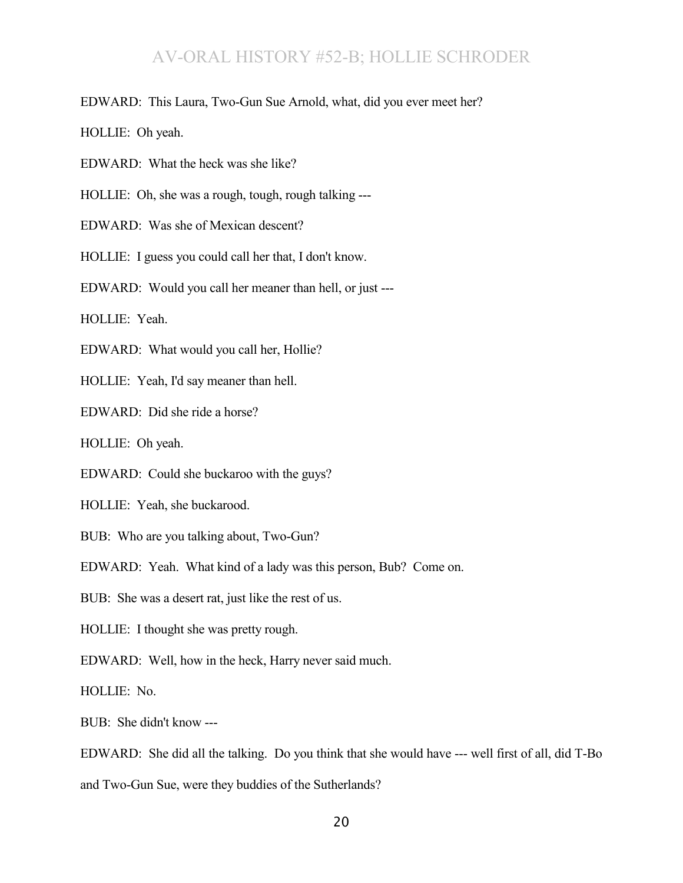EDWARD: This Laura, Two-Gun Sue Arnold, what, did you ever meet her?

HOLLIE: Oh yeah.

EDWARD: What the heck was she like?

HOLLIE: Oh, she was a rough, tough, rough talking ---

EDWARD: Was she of Mexican descent?

HOLLIE: I guess you could call her that, I don't know.

EDWARD: Would you call her meaner than hell, or just ---

HOLLIE: Yeah.

EDWARD: What would you call her, Hollie?

HOLLIE: Yeah, I'd say meaner than hell.

EDWARD: Did she ride a horse?

HOLLIE: Oh yeah.

EDWARD: Could she buckaroo with the guys?

HOLLIE: Yeah, she buckarood.

BUB: Who are you talking about, Two-Gun?

EDWARD: Yeah. What kind of a lady was this person, Bub? Come on.

BUB: She was a desert rat, just like the rest of us.

HOLLIE: I thought she was pretty rough.

EDWARD: Well, how in the heck, Harry never said much.

HOLLIE: No.

BUB: She didn't know ---

EDWARD: She did all the talking. Do you think that she would have --- well first of all, did T-Bo and Two-Gun Sue, were they buddies of the Sutherlands?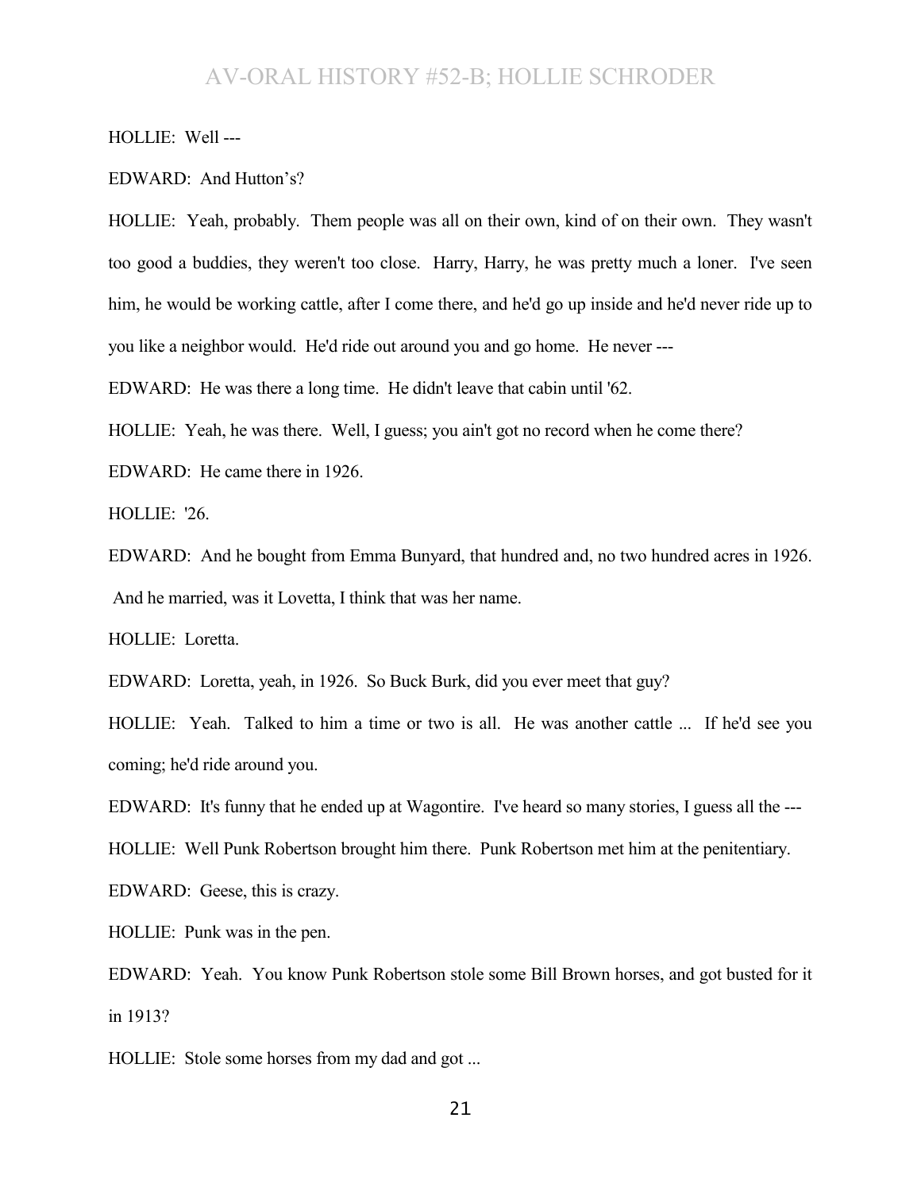HOLLIE: Well ---

EDWARD: And Hutton's?

HOLLIE: Yeah, probably. Them people was all on their own, kind of on their own. They wasn't too good a buddies, they weren't too close. Harry, Harry, he was pretty much a loner. I've seen him, he would be working cattle, after I come there, and he'd go up inside and he'd never ride up to you like a neighbor would. He'd ride out around you and go home. He never ---

EDWARD: He was there a long time. He didn't leave that cabin until '62.

HOLLIE: Yeah, he was there. Well, I guess; you ain't got no record when he come there?

EDWARD: He came there in 1926.

HOLLIE: '26.

EDWARD: And he bought from Emma Bunyard, that hundred and, no two hundred acres in 1926. And he married, was it Lovetta, I think that was her name.

HOLLIE: Loretta.

EDWARD: Loretta, yeah, in 1926. So Buck Burk, did you ever meet that guy?

HOLLIE: Yeah. Talked to him a time or two is all. He was another cattle ... If he'd see you coming; he'd ride around you.

EDWARD: It's funny that he ended up at Wagontire. I've heard so many stories, I guess all the ---

HOLLIE: Well Punk Robertson brought him there. Punk Robertson met him at the penitentiary.

EDWARD: Geese, this is crazy.

HOLLIE: Punk was in the pen.

EDWARD: Yeah. You know Punk Robertson stole some Bill Brown horses, and got busted for it in 1913?

HOLLIE: Stole some horses from my dad and got ...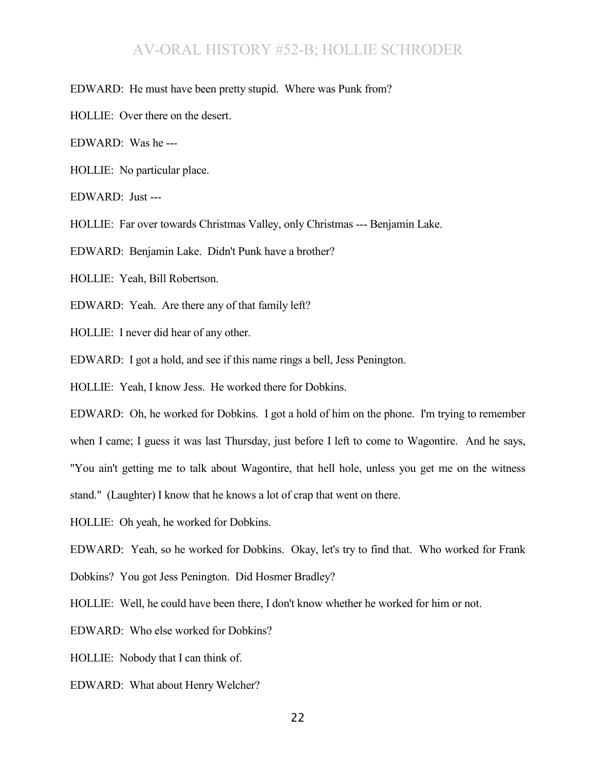EDWARD: He must have been pretty stupid. Where was Punk from?

HOLLIE: Over there on the desert.

EDWARD: Was he ---

HOLLIE: No particular place.

EDWARD: Just ---

HOLLIE: Far over towards Christmas Valley, only Christmas --- Benjamin Lake.

EDWARD: Benjamin Lake. Didn't Punk have a brother?

HOLLIE: Yeah, Bill Robertson.

EDWARD: Yeah. Are there any of that family left?

HOLLIE: I never did hear of any other.

EDWARD: I got a hold, and see if this name rings a bell, Jess Penington.

HOLLIE: Yeah, I know Jess. He worked there for Dobkins.

EDWARD: Oh, he worked for Dobkins. I got a hold of him on the phone. I'm trying to remember when I came; I guess it was last Thursday, just before I left to come to Wagontire. And he says, "You ain't getting me to talk about Wagontire, that hell hole, unless you get me on the witness stand." (Laughter) I know that he knows a lot of crap that went on there.

HOLLIE: Oh yeah, he worked for Dobkins.

EDWARD: Yeah, so he worked for Dobkins. Okay, let's try to find that. Who worked for Frank Dobkins? You got Jess Penington. Did Hosmer Bradley?

HOLLIE: Well, he could have been there, I don't know whether he worked for him or not.

EDWARD: Who else worked for Dobkins?

HOLLIE: Nobody that I can think of.

EDWARD: What about Henry Welcher?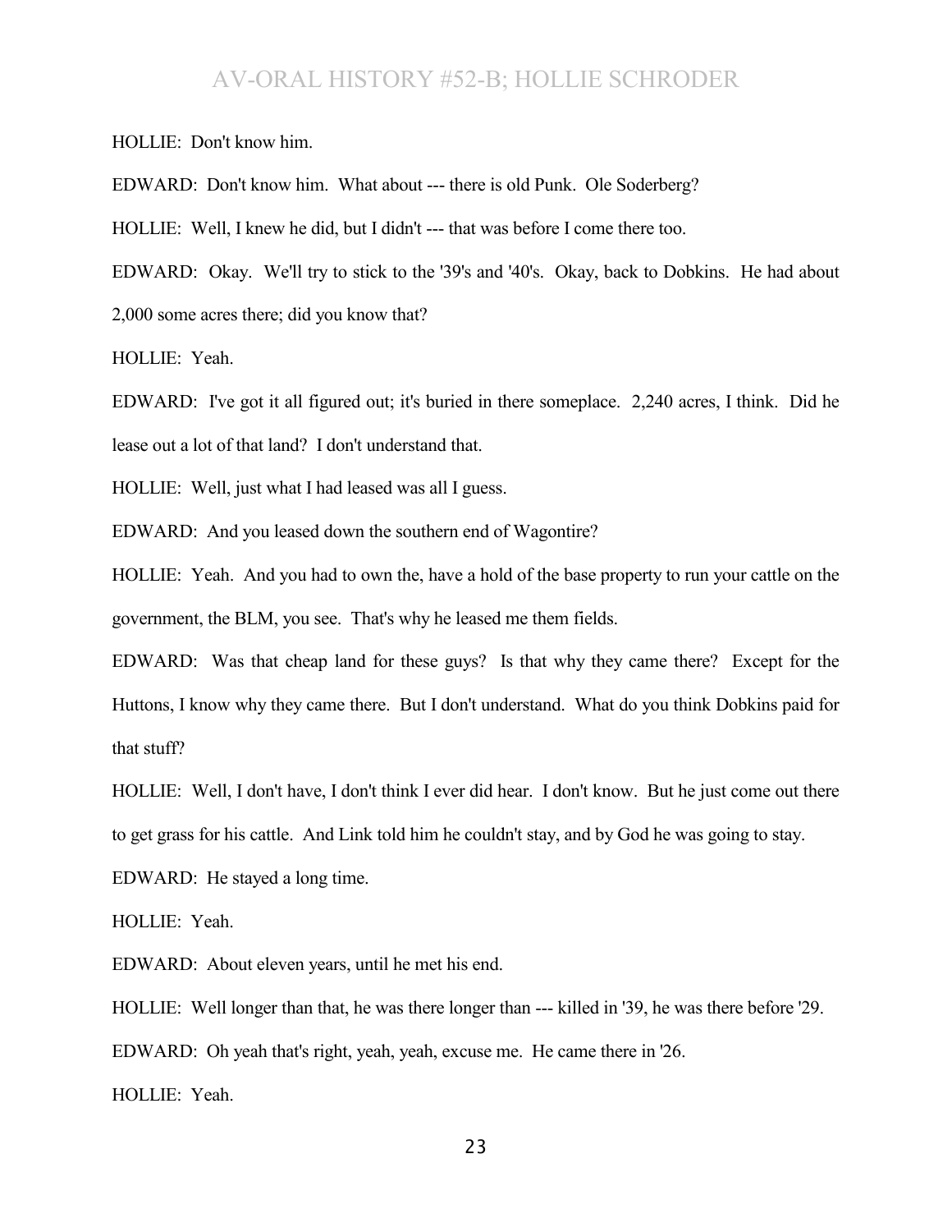HOLLIE: Don't know him.

EDWARD: Don't know him. What about --- there is old Punk. Ole Soderberg?

HOLLIE: Well, I knew he did, but I didn't --- that was before I come there too.

EDWARD: Okay. We'll try to stick to the '39's and '40's. Okay, back to Dobkins. He had about 2,000 some acres there; did you know that?

HOLLIE: Yeah.

EDWARD: I've got it all figured out; it's buried in there someplace. 2,240 acres, I think. Did he lease out a lot of that land? I don't understand that.

HOLLIE: Well, just what I had leased was all I guess.

EDWARD: And you leased down the southern end of Wagontire?

HOLLIE: Yeah. And you had to own the, have a hold of the base property to run your cattle on the government, the BLM, you see. That's why he leased me them fields.

EDWARD: Was that cheap land for these guys? Is that why they came there? Except for the Huttons, I know why they came there. But I don't understand. What do you think Dobkins paid for that stuff?

HOLLIE: Well, I don't have, I don't think I ever did hear. I don't know. But he just come out there to get grass for his cattle. And Link told him he couldn't stay, and by God he was going to stay.

EDWARD: He stayed a long time.

HOLLIE: Yeah.

EDWARD: About eleven years, until he met his end.

HOLLIE: Well longer than that, he was there longer than --- killed in '39, he was there before '29.

EDWARD: Oh yeah that's right, yeah, yeah, excuse me. He came there in '26.

HOLLIE: Yeah.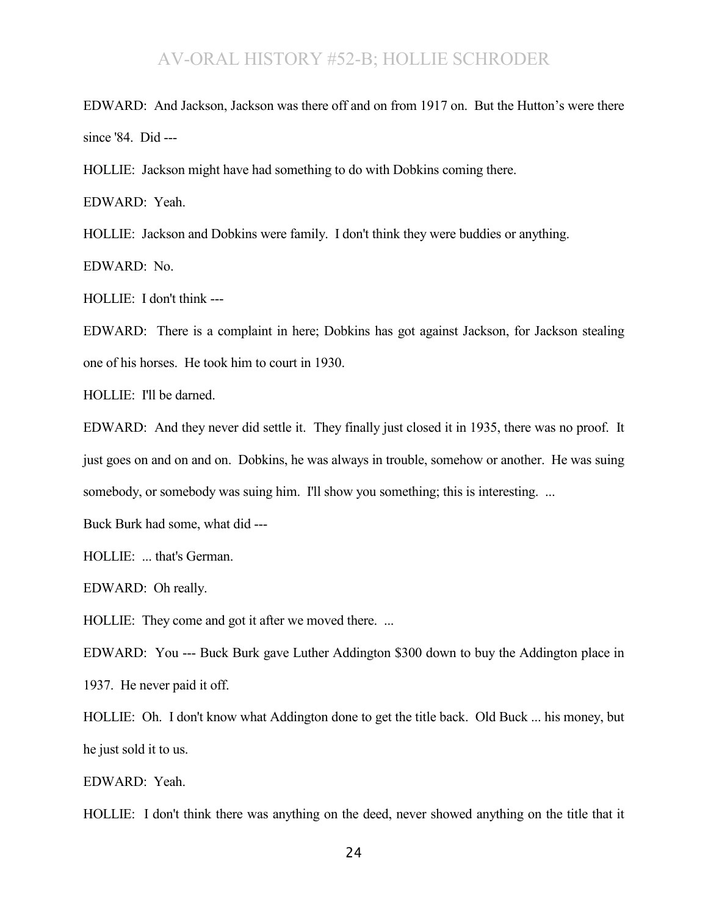EDWARD: And Jackson, Jackson was there off and on from 1917 on. But the Hutton's were there since '84. Did ---

HOLLIE: Jackson might have had something to do with Dobkins coming there.

EDWARD: Yeah.

HOLLIE: Jackson and Dobkins were family. I don't think they were buddies or anything.

EDWARD: No.

HOLLIE: I don't think ---

EDWARD: There is a complaint in here; Dobkins has got against Jackson, for Jackson stealing one of his horses. He took him to court in 1930.

HOLLIE: I'll be darned.

EDWARD: And they never did settle it. They finally just closed it in 1935, there was no proof. It just goes on and on and on. Dobkins, he was always in trouble, somehow or another. He was suing somebody, or somebody was suing him. I'll show you something; this is interesting. ...

Buck Burk had some, what did ---

HOLLIE: ... that's German.

EDWARD: Oh really.

HOLLIE: They come and got it after we moved there. ...

EDWARD: You --- Buck Burk gave Luther Addington $300 down to buy the Addington place in 1937. He never paid it off.

HOLLIE: Oh. I don't know what Addington done to get the title back. Old Buck ... his money, but he just sold it to us.

EDWARD: Yeah.

HOLLIE: I don't think there was anything on the deed, never showed anything on the title that it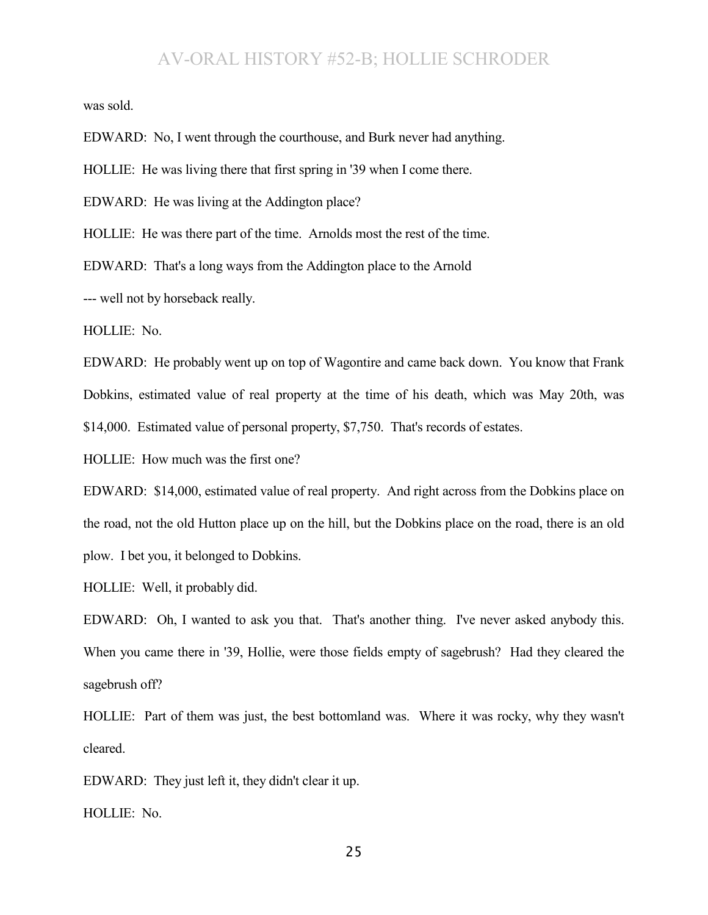was sold.

EDWARD: No, I went through the courthouse, and Burk never had anything.

HOLLIE: He was living there that first spring in '39 when I come there.

EDWARD: He was living at the Addington place?

HOLLIE: He was there part of the time. Arnolds most the rest of the time.

EDWARD: That's a long ways from the Addington place to the Arnold

--- well not by horseback really.

HOLLIE: No.

EDWARD: He probably went up on top of Wagontire and came back down. You know that Frank Dobkins, estimated value of real property at the time of his death, which was May 20th, was $14,000. Estimated value of personal property, $7,750. That's records of estates.

HOLLIE: How much was the first one?

EDWARD: $14,000, estimated value of real property. And right across from the Dobkins place on the road, not the old Hutton place up on the hill, but the Dobkins place on the road, there is an old plow. I bet you, it belonged to Dobkins.

HOLLIE: Well, it probably did.

EDWARD: Oh, I wanted to ask you that. That's another thing. I've never asked anybody this. When you came there in '39, Hollie, were those fields empty of sagebrush? Had they cleared the sagebrush off?

HOLLIE: Part of them was just, the best bottomland was. Where it was rocky, why they wasn't cleared.

EDWARD: They just left it, they didn't clear it up.

HOLLIE: No.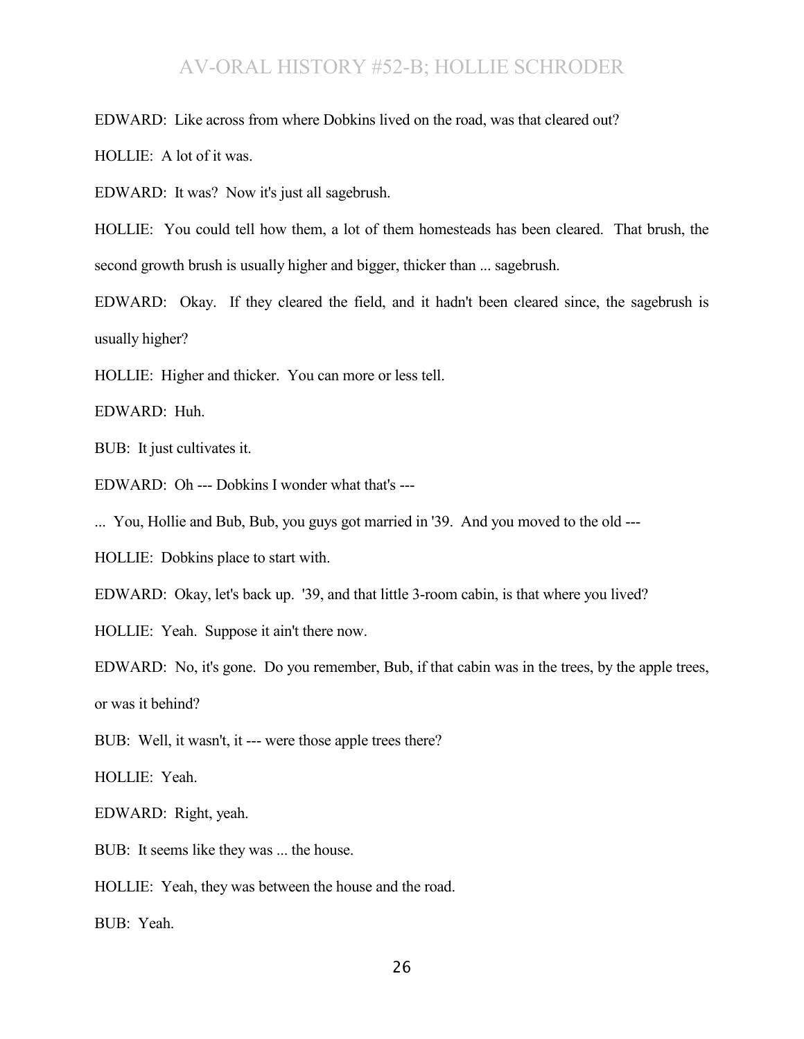EDWARD: Like across from where Dobkins lived on the road, was that cleared out?

HOLLIE: A lot of it was.

EDWARD: It was? Now it's just all sagebrush.

HOLLIE: You could tell how them, a lot of them homesteads has been cleared. That brush, the second growth brush is usually higher and bigger, thicker than ... sagebrush.

EDWARD: Okay. If they cleared the field, and it hadn't been cleared since, the sagebrush is usually higher?

HOLLIE: Higher and thicker. You can more or less tell.

EDWARD: Huh.

BUB: It just cultivates it.

EDWARD: Oh --- Dobkins I wonder what that's ---

... You, Hollie and Bub, Bub, you guys got married in '39. And you moved to the old ---

HOLLIE: Dobkins place to start with.

EDWARD: Okay, let's back up. '39, and that little 3-room cabin, is that where you lived?

HOLLIE: Yeah. Suppose it ain't there now.

EDWARD: No, it's gone. Do you remember, Bub, if that cabin was in the trees, by the apple trees, or was it behind?

BUB: Well, it wasn't, it --- were those apple trees there?

HOLLIE: Yeah.

EDWARD: Right, yeah.

BUB: It seems like they was ... the house.

HOLLIE: Yeah, they was between the house and the road.

BUB: Yeah.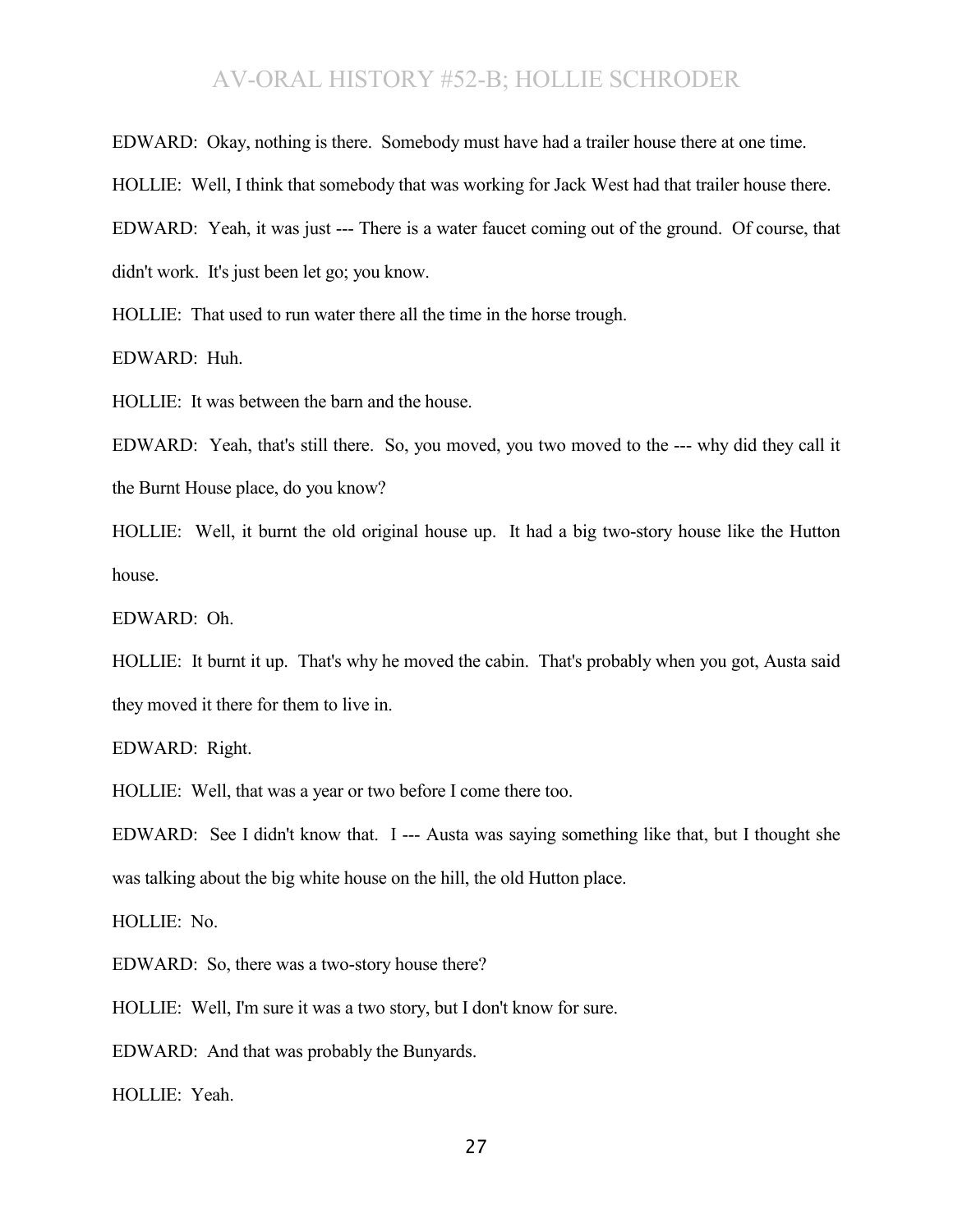EDWARD: Okay, nothing is there. Somebody must have had a trailer house there at one time.

HOLLIE: Well, I think that somebody that was working for Jack West had that trailer house there.

EDWARD: Yeah, it was just --- There is a water faucet coming out of the ground. Of course, that didn't work. It's just been let go; you know.

HOLLIE: That used to run water there all the time in the horse trough.

EDWARD: Huh.

HOLLIE: It was between the barn and the house.

EDWARD: Yeah, that's still there. So, you moved, you two moved to the --- why did they call it the Burnt House place, do you know?

HOLLIE: Well, it burnt the old original house up. It had a big two-story house like the Hutton house.

EDWARD: Oh.

HOLLIE: It burnt it up. That's why he moved the cabin. That's probably when you got, Austa said they moved it there for them to live in.

EDWARD: Right.

HOLLIE: Well, that was a year or two before I come there too.

EDWARD: See I didn't know that. I --- Austa was saying something like that, but I thought she was talking about the big white house on the hill, the old Hutton place.

HOLLIE: No.

EDWARD: So, there was a two-story house there?

HOLLIE: Well, I'm sure it was a two story, but I don't know for sure.

EDWARD: And that was probably the Bunyards.

HOLLIE: Yeah.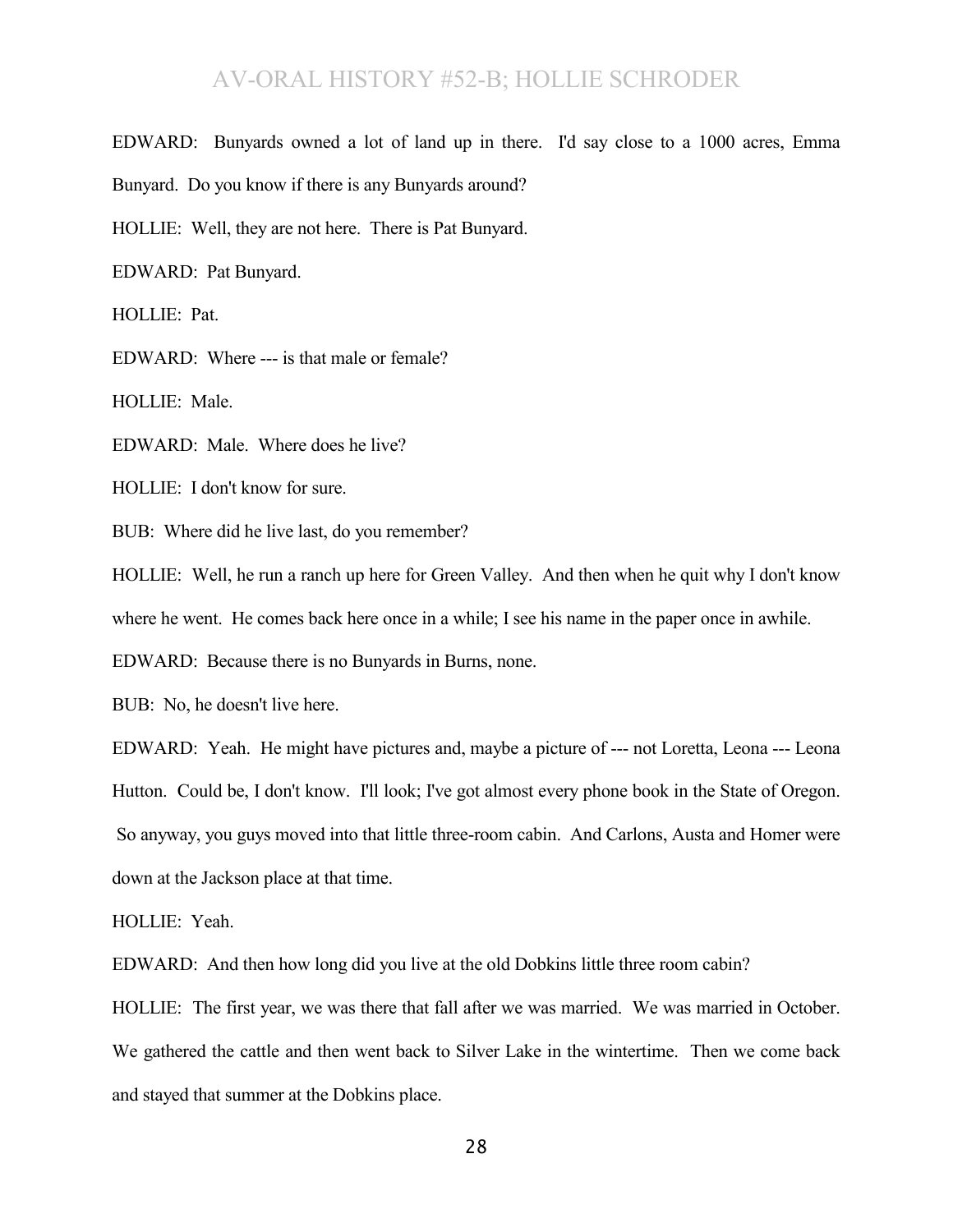EDWARD: Bunyards owned a lot of land up in there. I'd say close to a 1000 acres, Emma Bunyard. Do you know if there is any Bunyards around?

HOLLIE: Well, they are not here. There is Pat Bunyard.

EDWARD: Pat Bunyard.

HOLLIE: Pat.

EDWARD: Where --- is that male or female?

HOLLIE: Male.

EDWARD: Male. Where does he live?

HOLLIE: I don't know for sure.

BUB: Where did he live last, do you remember?

HOLLIE: Well, he run a ranch up here for Green Valley. And then when he quit why I don't know where he went. He comes back here once in a while; I see his name in the paper once in awhile.

EDWARD: Because there is no Bunyards in Burns, none.

BUB: No, he doesn't live here.

EDWARD: Yeah. He might have pictures and, maybe a picture of --- not Loretta, Leona --- Leona Hutton. Could be, I don't know. I'll look; I've got almost every phone book in the State of Oregon. So anyway, you guys moved into that little three-room cabin. And Carlons, Austa and Homer were down at the Jackson place at that time.

HOLLIE: Yeah.

EDWARD: And then how long did you live at the old Dobkins little three room cabin?

HOLLIE: The first year, we was there that fall after we was married. We was married in October. We gathered the cattle and then went back to Silver Lake in the wintertime. Then we come back and stayed that summer at the Dobkins place.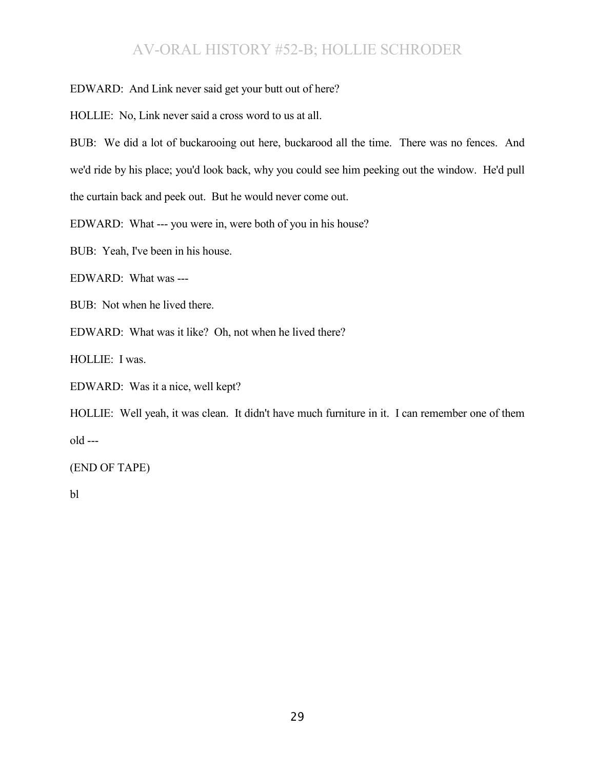EDWARD: And Link never said get your butt out of here?

HOLLIE: No, Link never said a cross word to us at all.

BUB: We did a lot of buckarooing out here, buckarood all the time. There was no fences. And we'd ride by his place; you'd look back, why you could see him peeking out the window. He'd pull the curtain back and peek out. But he would never come out.

EDWARD: What --- you were in, were both of you in his house?

BUB: Yeah, I've been in his house.

EDWARD: What was ---

BUB: Not when he lived there.

EDWARD: What was it like? Oh, not when he lived there?

HOLLIE: I was.

EDWARD: Was it a nice, well kept?

HOLLIE: Well yeah, it was clean. It didn't have much furniture in it. I can remember one of them old ---

(END OF TAPE)

bl